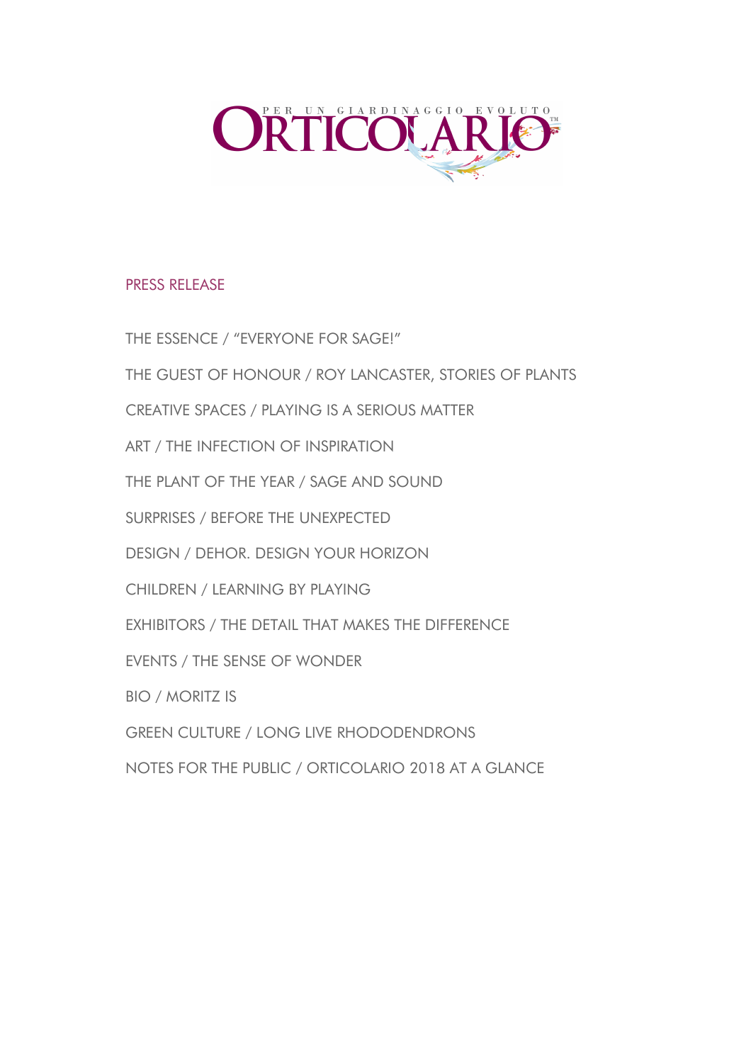# ORTICOLARIO

PER UN GIARDINAGGIO EVOLUTO

## PRESS RELEASE

THE ESSENCE / "EVERYONE FOR SAGE!"

THE GUEST OF HONOUR / ROY LANCASTER, STORIES OF PLANTS

CREATIVE SPACES / PLAYING IS A SERIOUS MATTER

ART / THE INFECTION OF INSPIRATION

THE PLANT OF THE YEAR / SAGE AND SOUND

SURPRISES / BEFORE THE UNEXPECTED

DESIGN / DEHOR. DESIGN YOUR HORIZON

CHILDREN / LEARNING BY PLAYING

EXHIBITORS / THE DETAIL THAT MAKES THE DIFFERENCE

EVENTS / THE SENSE OF WONDER

BIO / MORITZ IS

GREEN CULTURE / LONG LIVE RHODODENDRONS

NOTES FOR THE PUBLIC / ORTICOLARIO 2018 AT A GLANCE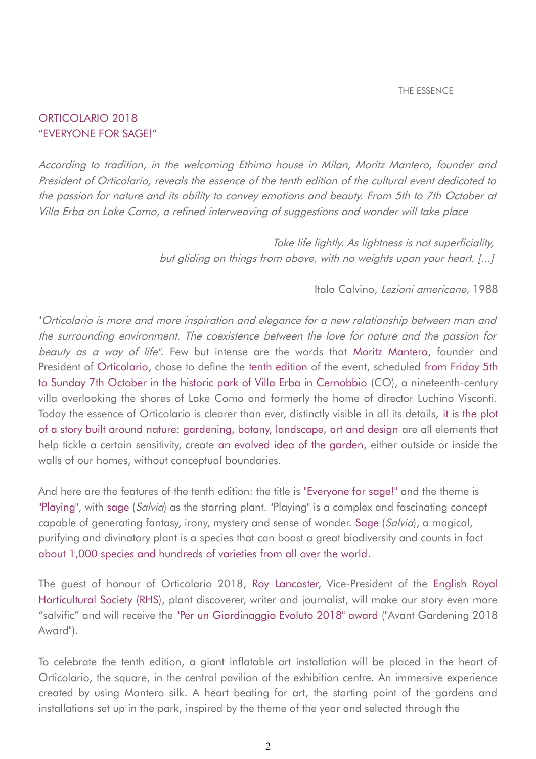THE ESSENCE

## ORTICOLARIO 2018
## "EVERYONE FOR SAGE!"

*According to tradition, in the welcoming Ethimo house in Milan, Moritz Mantero, founder and President of Orticolario, reveals the essence of the tenth edition of the cultural event dedicated to the passion for nature and its ability to convey emotions and beauty. From 5th to 7th October at Villa Erba on Lake Como, a refined interweaving of suggestions and wonder will take place*

*Take life lightly. As lightness is not superficiality,*
*but gliding on things from above, with no weights upon your heart. [...]*

Italo Calvino, *Lezioni americane,* 1988

"*Orticolario is more and more inspiration and elegance for a new relationship between man and the surrounding environment. The coexistence between the love for nature and the passion for beauty as a way of life".* Few but intense are the words that Moritz Mantero, founder and President of Orticolario, chose to define the tenth edition of the event, scheduled from Friday 5th to Sunday 7th October in the historic park of Villa Erba in Cernobbio (CO), a nineteenth-century villa overlooking the shores of Lake Como and formerly the home of director Luchino Visconti. Today the essence of Orticolario is clearer than ever, distinctly visible in all its details, it is the plot of a story built around nature: gardening, botany, landscape, art and design are all elements that help tickle a certain sensitivity, create an evolved idea of the garden, either outside or inside the walls of our homes, without conceptual boundaries.

And here are the features of the tenth edition: the title is "Everyone for sage!" and the theme is "Playing", with sage (*Salvia*) as the starring plant. "Playing" is a complex and fascinating concept capable of generating fantasy, irony, mystery and sense of wonder. Sage (*Salvia*), a magical, purifying and divinatory plant is a species that can boast a great biodiversity and counts in fact about 1,000 species and hundreds of varieties from all over the world.

The guest of honour of Orticolario 2018, Roy Lancaster, Vice-President of the English Royal Horticultural Society (RHS), plant discoverer, writer and journalist, will make our story even more "salvific" and will receive the "Per un Giardinaggio Evoluto 2018" award ("Avant Gardening 2018 Award").

To celebrate the tenth edition, a giant inflatable art installation will be placed in the heart of Orticolario, the square, in the central pavilion of the exhibition centre. An immersive experience created by using Mantero silk. A heart beating for art, the starting point of the gardens and installations set up in the park, inspired by the theme of the year and selected through the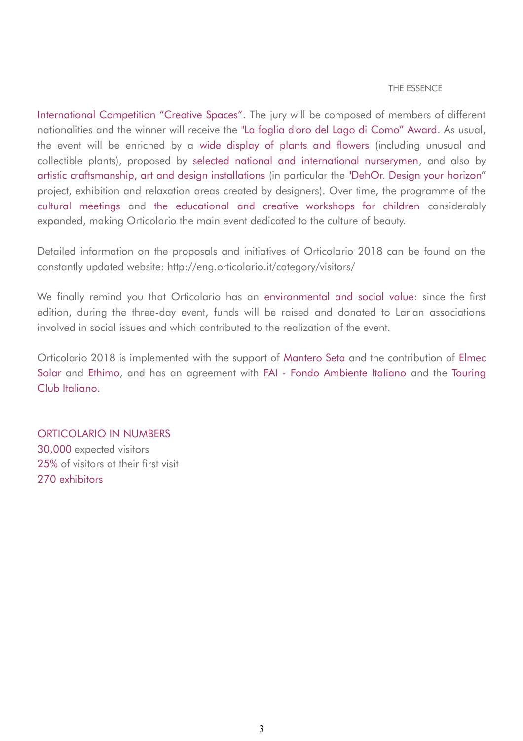International Competition “Creative Spaces”. The jury will be composed of members of different nationalities and the winner will receive the "La foglia d'oro del Lago di Como” Award. As usual, the event will be enriched by a wide display of plants and flowers (including unusual and collectible plants), proposed by selected national and international nurserymen, and also by artistic craftsmanship, art and design installations (in particular the "DehOr. Design your horizon” project, exhibition and relaxation areas created by designers). Over time, the programme of the cultural meetings and the educational and creative workshops for children considerably expanded, making Orticolario the main event dedicated to the culture of beauty.

Detailed information on the proposals and initiatives of Orticolario 2018 can be found on the constantly updated website: http://eng.orticolario.it/category/visitors/

We finally remind you that Orticolario has an environmental and social value: since the first edition, during the three-day event, funds will be raised and donated to Larian associations involved in social issues and which contributed to the realization of the event.

Orticolario 2018 is implemented with the support of Mantero Seta and the contribution of Elmec Solar and Ethimo, and has an agreement with FAI - Fondo Ambiente Italiano and the Touring Club Italiano.

ORTICOLARIO IN NUMBERS
30,000 expected visitors
25% of visitors at their first visit
270 exhibitors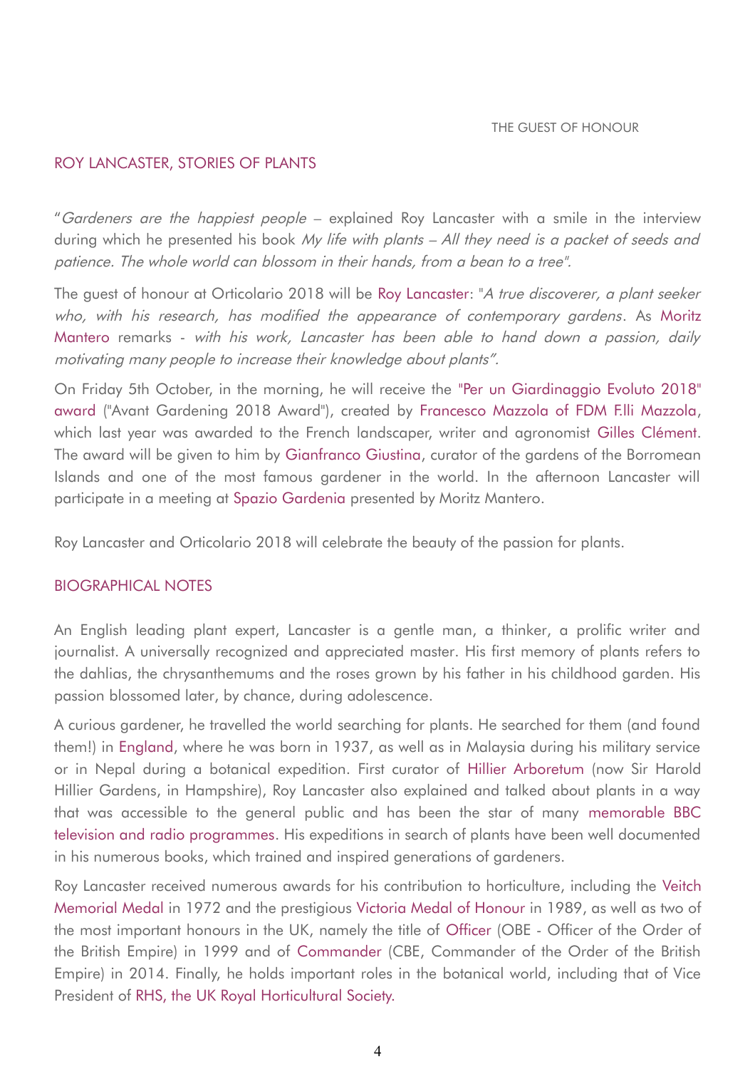THE GUEST OF HONOUR

## ROY LANCASTER, STORIES OF PLANTS

"*Gardeners are the happiest people* – explained Roy Lancaster with a smile in the interview during which he presented his book *My life with plants – All they need is a packet of seeds and patience. The whole world can blossom in their hands, from a bean to a tree".*

The guest of honour at Orticolario 2018 will be Roy Lancaster: "*A true discoverer, a plant seeker who, with his research, has modified the appearance of contemporary gardens*. As Moritz Mantero remarks - *with his work, Lancaster has been able to hand down a passion, daily motivating many people to increase their knowledge about plants".*

On Friday 5th October, in the morning, he will receive the "Per un Giardinaggio Evoluto 2018" award ("Avant Gardening 2018 Award"), created by Francesco Mazzola of FDM F.lli Mazzola, which last year was awarded to the French landscaper, writer and agronomist Gilles Clément. The award will be given to him by Gianfranco Giustina, curator of the gardens of the Borromean Islands and one of the most famous gardener in the world. In the afternoon Lancaster will participate in a meeting at Spazio Gardenia presented by Moritz Mantero.

Roy Lancaster and Orticolario 2018 will celebrate the beauty of the passion for plants.

## BIOGRAPHICAL NOTES

An English leading plant expert, Lancaster is a gentle man, a thinker, a prolific writer and journalist. A universally recognized and appreciated master. His first memory of plants refers to the dahlias, the chrysanthemums and the roses grown by his father in his childhood garden. His passion blossomed later, by chance, during adolescence.

A curious gardener, he travelled the world searching for plants. He searched for them (and found them!) in England, where he was born in 1937, as well as in Malaysia during his military service or in Nepal during a botanical expedition. First curator of Hillier Arboretum (now Sir Harold Hillier Gardens, in Hampshire), Roy Lancaster also explained and talked about plants in a way that was accessible to the general public and has been the star of many memorable BBC television and radio programmes. His expeditions in search of plants have been well documented in his numerous books, which trained and inspired generations of gardeners.

Roy Lancaster received numerous awards for his contribution to horticulture, including the Veitch Memorial Medal in 1972 and the prestigious Victoria Medal of Honour in 1989, as well as two of the most important honours in the UK, namely the title of Officer (OBE - Officer of the Order of the British Empire) in 1999 and of Commander (CBE, Commander of the Order of the British Empire) in 2014. Finally, he holds important roles in the botanical world, including that of Vice President of RHS, the UK Royal Horticultural Society.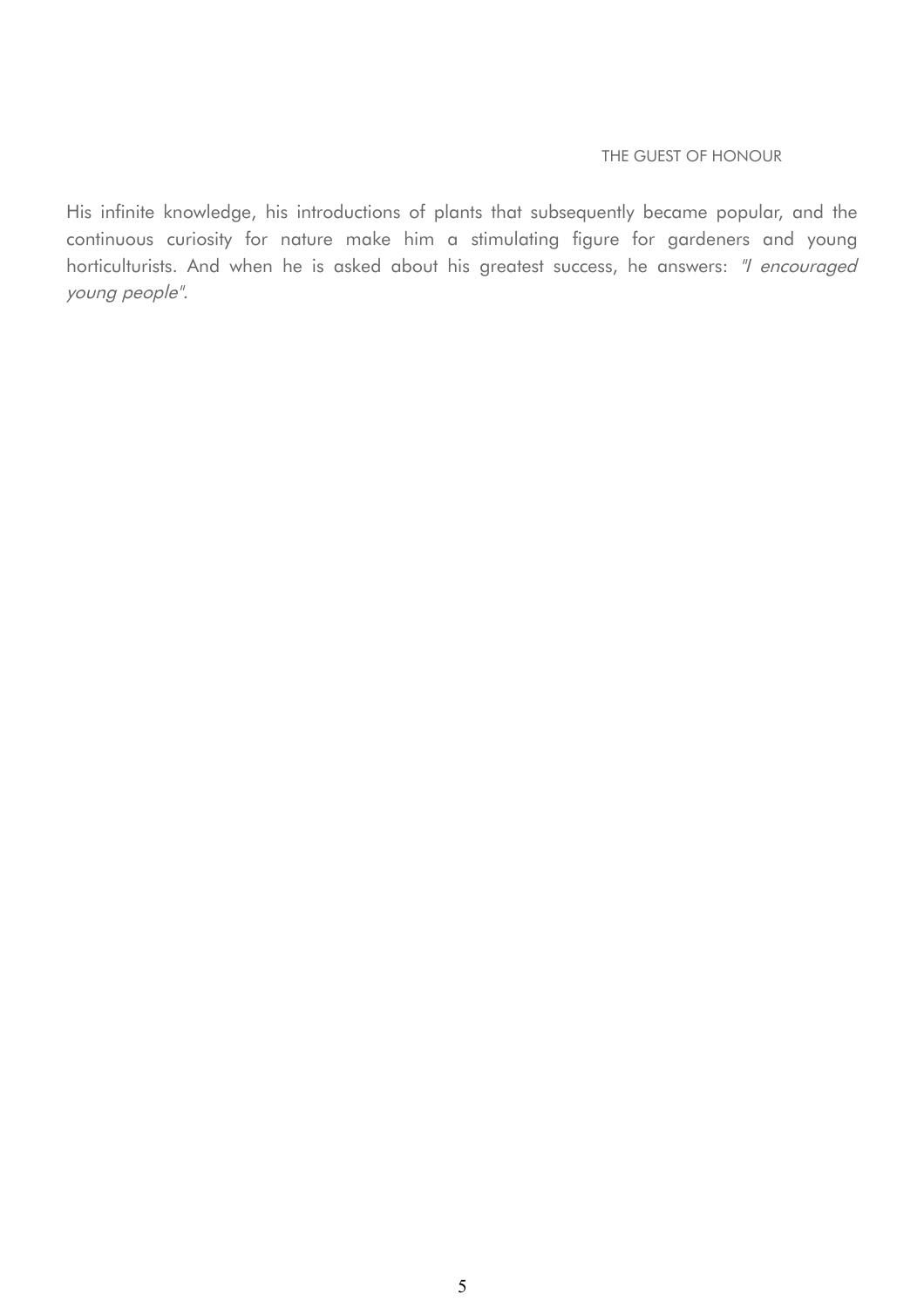His infinite knowledge, his introductions of plants that subsequently became popular, and the continuous curiosity for nature make him a stimulating figure for gardeners and young horticulturists. And when he is asked about his greatest success, he answers: *"I encouraged young people"*.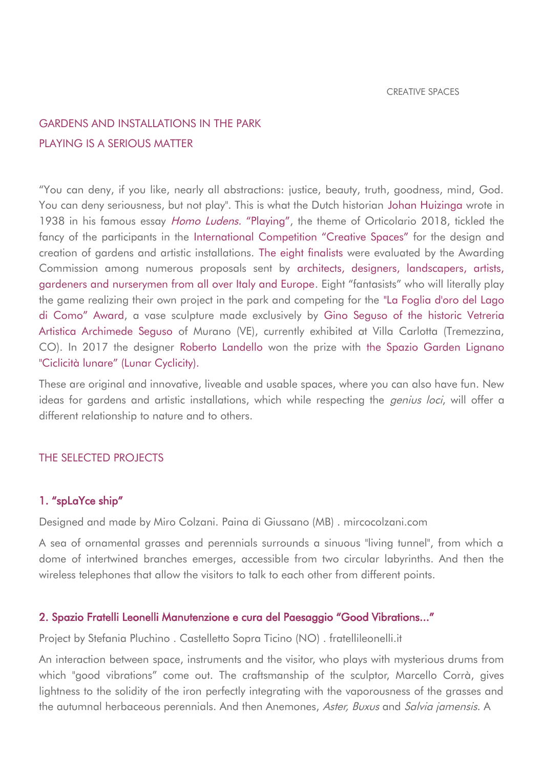CREATIVE SPACES

## GARDENS AND INSTALLATIONS IN THE PARK
## PLAYING IS A SERIOUS MATTER

"You can deny, if you like, nearly all abstractions: justice, beauty, truth, goodness, mind, God. You can deny seriousness, but not play". This is what the Dutch historian Johan Huizinga wrote in 1938 in his famous essay *Homo Ludens*. "Playing", the theme of Orticolario 2018, tickled the fancy of the participants in the International Competition "Creative Spaces" for the design and creation of gardens and artistic installations. The eight finalists were evaluated by the Awarding Commission among numerous proposals sent by architects, designers, landscapers, artists, gardeners and nurserymen from all over Italy and Europe. Eight "fantasists" who will literally play the game realizing their own project in the park and competing for the "La Foglia d'oro del Lago di Como" Award, a vase sculpture made exclusively by Gino Seguso of the historic Vetreria Artistica Archimede Seguso of Murano (VE), currently exhibited at Villa Carlotta (Tremezzina, CO). In 2017 the designer Roberto Landello won the prize with the Spazio Garden Lignano "Ciclicità lunare" (Lunar Cyclicity).

These are original and innovative, liveable and usable spaces, where you can also have fun. New ideas for gardens and artistic installations, which while respecting the *genius loci*, will offer a different relationship to nature and to others.

## THE SELECTED PROJECTS

### 1. "spLaYce ship"

Designed and made by Miro Colzani. Paina di Giussano (MB) . mircocolzani.com

A sea of ornamental grasses and perennials surrounds a sinuous "living tunnel", from which a dome of intertwined branches emerges, accessible from two circular labyrinths. And then the wireless telephones that allow the visitors to talk to each other from different points.

### 2. Spazio Fratelli Leonelli Manutenzione e cura del Paesaggio "Good Vibrations..."

Project by Stefania Pluchino . Castelletto Sopra Ticino (NO) . fratellileonelli.it

An interaction between space, instruments and the visitor, who plays with mysterious drums from which "good vibrations" come out. The craftsmanship of the sculptor, Marcello Corrà, gives lightness to the solidity of the iron perfectly integrating with the vaporousness of the grasses and the autumnal herbaceous perennials. And then Anemones, *Aster, Buxus* and *Salvia jamensis*. A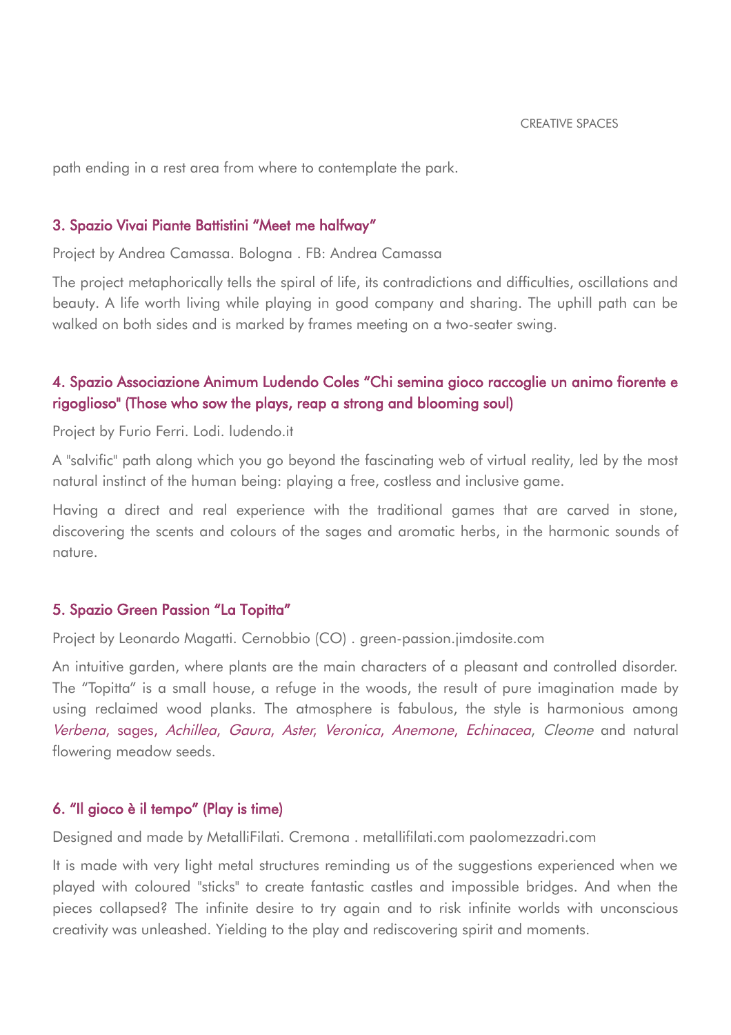path ending in a rest area from where to contemplate the park.

### 3. Spazio Vivai Piante Battistini “Meet me halfway”

Project by Andrea Camassa. Bologna . FB: Andrea Camassa

The project metaphorically tells the spiral of life, its contradictions and difficulties, oscillations and beauty. A life worth living while playing in good company and sharing. The uphill path can be walked on both sides and is marked by frames meeting on a two-seater swing.

### 4. Spazio Associazione Animum Ludendo Coles “Chi semina gioco raccoglie un animo fiorente e rigoglioso" (Those who sow the plays, reap a strong and blooming soul)

Project by Furio Ferri. Lodi. ludendo.it

A "salvific" path along which you go beyond the fascinating web of virtual reality, led by the most natural instinct of the human being: playing a free, costless and inclusive game.

Having a direct and real experience with the traditional games that are carved in stone, discovering the scents and colours of the sages and aromatic herbs, in the harmonic sounds of nature.

### 5. Spazio Green Passion “La Topitta”

Project by Leonardo Magatti. Cernobbio (CO) . green-passion.jimdosite.com

An intuitive garden, where plants are the main characters of a pleasant and controlled disorder. The “Topitta” is a small house, a refuge in the woods, the result of pure imagination made by using reclaimed wood planks. The atmosphere is fabulous, the style is harmonious among *Verbena*, sages, *Achillea*, *Gaura*, *Aster*, *Veronica*, *Anemone*, *Echinacea*, *Cleome* and natural flowering meadow seeds.

### 6. “Il gioco è il tempo” (Play is time)

Designed and made by MetalliFilati. Cremona . metallifilati.com paolomezzadri.com

It is made with very light metal structures reminding us of the suggestions experienced when we played with coloured "sticks" to create fantastic castles and impossible bridges. And when the pieces collapsed? The infinite desire to try again and to risk infinite worlds with unconscious creativity was unleashed. Yielding to the play and rediscovering spirit and moments.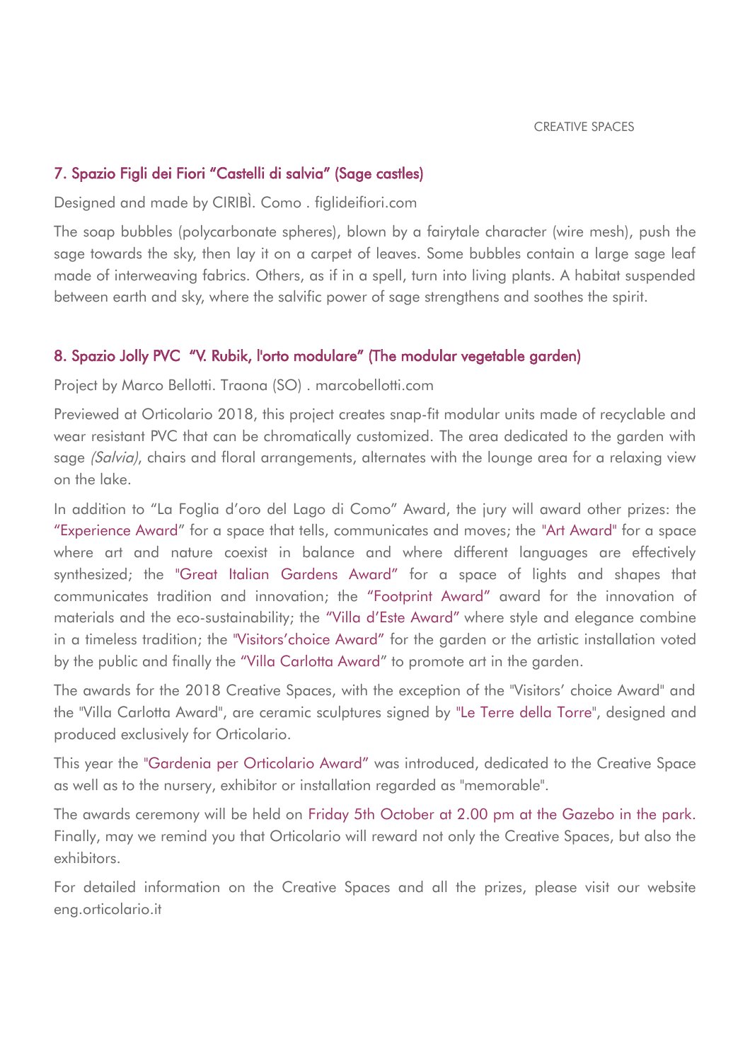### 7. Spazio Figli dei Fiori "Castelli di salvia" (Sage castles)

Designed and made by CIRIBÌ. Como . figlideifiori.com

The soap bubbles (polycarbonate spheres), blown by a fairytale character (wire mesh), push the sage towards the sky, then lay it on a carpet of leaves. Some bubbles contain a large sage leaf made of interweaving fabrics. Others, as if in a spell, turn into living plants. A habitat suspended between earth and sky, where the salvific power of sage strengthens and soothes the spirit.

### 8. Spazio Jolly PVC "V. Rubik, l'orto modulare" (The modular vegetable garden)

Project by Marco Bellotti. Traona (SO) . marcobellotti.com

Previewed at Orticolario 2018, this project creates snap-fit modular units made of recyclable and wear resistant PVC that can be chromatically customized. The area dedicated to the garden with sage *(Salvia)*, chairs and floral arrangements, alternates with the lounge area for a relaxing view on the lake.

In addition to "La Foglia d'oro del Lago di Como" Award, the jury will award other prizes: the "Experience Award" for a space that tells, communicates and moves; the "Art Award" for a space where art and nature coexist in balance and where different languages are effectively synthesized; the "Great Italian Gardens Award" for a space of lights and shapes that communicates tradition and innovation; the "Footprint Award" award for the innovation of materials and the eco-sustainability; the "Villa d'Este Award" where style and elegance combine in a timeless tradition; the "Visitors'choice Award" for the garden or the artistic installation voted by the public and finally the "Villa Carlotta Award" to promote art in the garden.

The awards for the 2018 Creative Spaces, with the exception of the "Visitors' choice Award" and the "Villa Carlotta Award", are ceramic sculptures signed by "Le Terre della Torre", designed and produced exclusively for Orticolario.

This year the "Gardenia per Orticolario Award" was introduced, dedicated to the Creative Space as well as to the nursery, exhibitor or installation regarded as "memorable".

The awards ceremony will be held on Friday 5th October at 2.00 pm at the Gazebo in the park. Finally, may we remind you that Orticolario will reward not only the Creative Spaces, but also the exhibitors.

For detailed information on the Creative Spaces and all the prizes, please visit our website eng.orticolario.it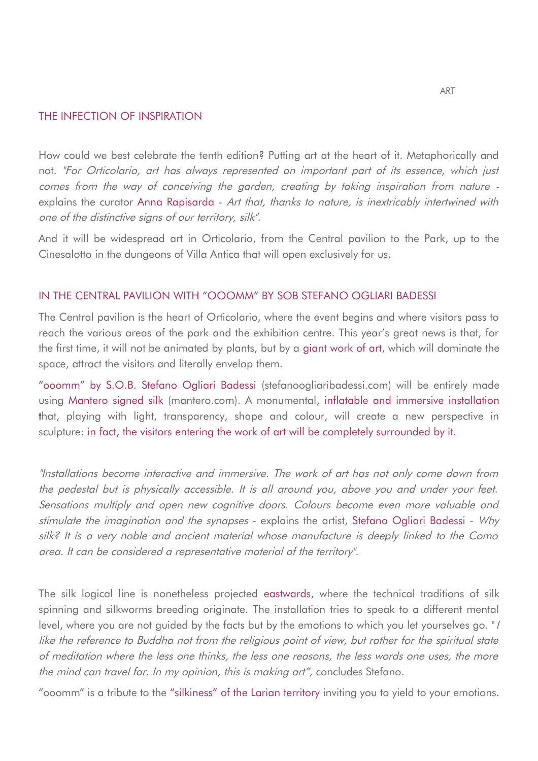## THE INFECTION OF INSPIRATION

How could we best celebrate the tenth edition? Putting art at the heart of it. Metaphorically and not. *"For Orticolario, art has always represented an important part of its essence, which just comes from the way of conceiving the garden, creating by taking inspiration from nature* - explains the curator Anna Rapisarda - *Art that, thanks to nature, is inextricably intertwined with one of the distinctive signs of our territory, silk".*

And it will be widespread art in Orticolario, from the Central pavilion to the Park, up to the Cinesalotto in the dungeons of Villa Antica that will open exclusively for us.

## IN THE CENTRAL PAVILION WITH "OOOMM" BY SOB STEFANO OGLIARI BADESSI

The Central pavilion is the heart of Orticolario, where the event begins and where visitors pass to reach the various areas of the park and the exhibition centre. This year's great news is that, for the first time, it will not be animated by plants, but by a giant work of art, which will dominate the space, attract the visitors and literally envelop them.

"ooomm" by S.O.B. Stefano Ogliari Badessi (stefanoogliaribadessi.com) will be entirely made using Mantero signed silk (mantero.com). A monumental, inflatable and immersive installation that, playing with light, transparency, shape and colour, will create a new perspective in sculpture: in fact, the visitors entering the work of art will be completely surrounded by it.

*"Installations become interactive and immersive. The work of art has not only come down from the pedestal but is physically accessible. It is all around you, above you and under your feet. Sensations multiply and open new cognitive doors. Colours become even more valuable and stimulate the imagination and the synapses* - explains the artist, Stefano Ogliari Badessi - *Why silk? It is a very noble and ancient material whose manufacture is deeply linked to the Como area. It can be considered a representative material of the territory".*

The silk logical line is nonetheless projected eastwards, where the technical traditions of silk spinning and silkworms breeding originate. The installation tries to speak to a different mental level, where you are not guided by the facts but by the emotions to which you let yourselves go. "*I like the reference to Buddha not from the religious point of view, but rather for the spiritual state of meditation where the less one thinks, the less one reasons, the less words one uses, the more the mind can travel far. In my opinion, this is making art",* concludes Stefano.

"ooomm" is a tribute to the "silkiness" of the Larian territory inviting you to yield to your emotions.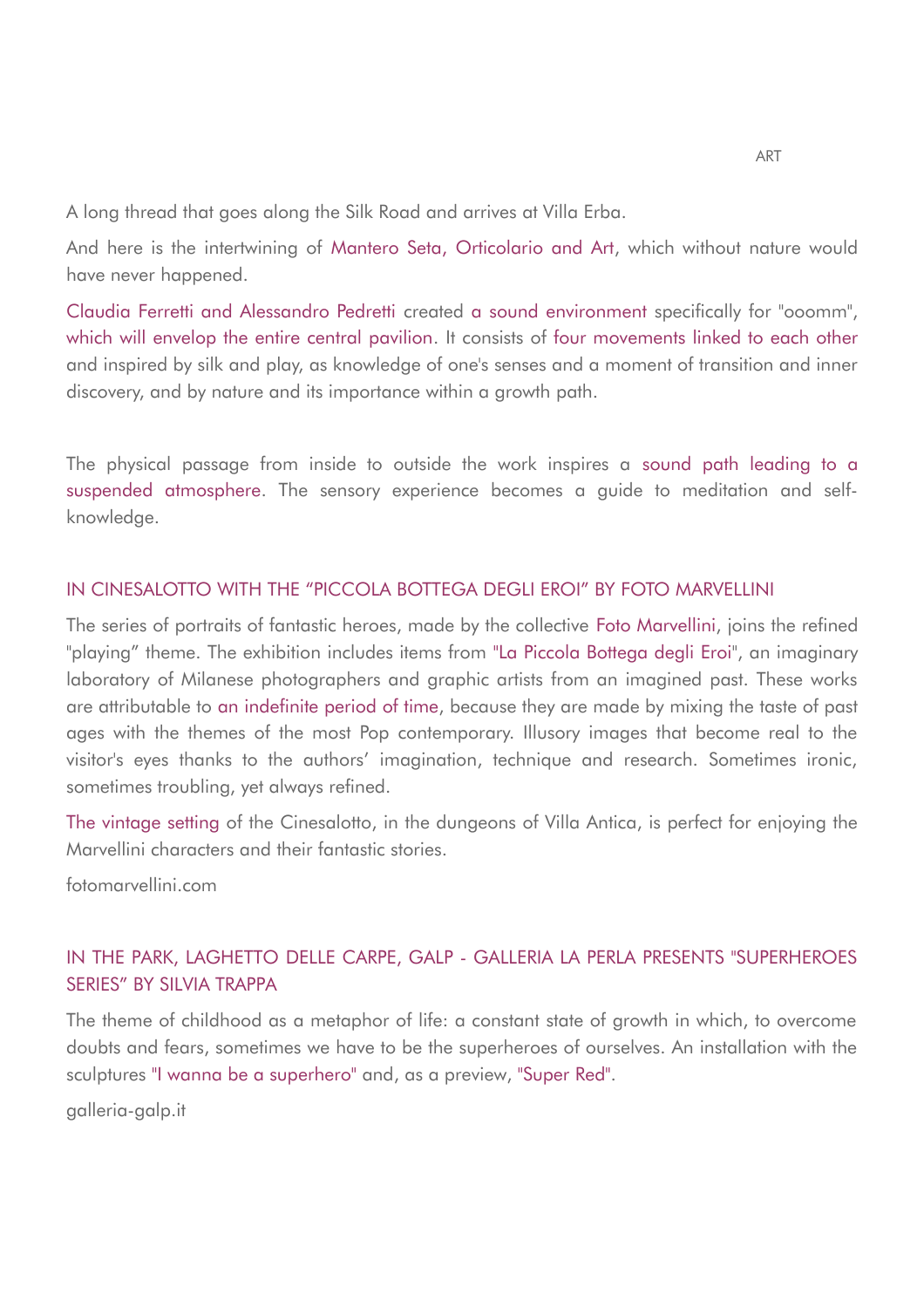A long thread that goes along the Silk Road and arrives at Villa Erba.

And here is the intertwining of Mantero Seta, Orticolario and Art, which without nature would have never happened.

Claudia Ferretti and Alessandro Pedretti created a sound environment specifically for "ooomm", which will envelop the entire central pavilion. It consists of four movements linked to each other and inspired by silk and play, as knowledge of one's senses and a moment of transition and inner discovery, and by nature and its importance within a growth path.

The physical passage from inside to outside the work inspires a sound path leading to a suspended atmosphere. The sensory experience becomes a guide to meditation and self-knowledge.

## IN CINESALOTTO WITH THE "PICCOLA BOTTEGA DEGLI EROI" BY FOTO MARVELLINI

The series of portraits of fantastic heroes, made by the collective Foto Marvellini, joins the refined "playing" theme. The exhibition includes items from "La Piccola Bottega degli Eroi", an imaginary laboratory of Milanese photographers and graphic artists from an imagined past. These works are attributable to an indefinite period of time, because they are made by mixing the taste of past ages with the themes of the most Pop contemporary. Illusory images that become real to the visitor's eyes thanks to the authors' imagination, technique and research. Sometimes ironic, sometimes troubling, yet always refined.

The vintage setting of the Cinesalotto, in the dungeons of Villa Antica, is perfect for enjoying the Marvellini characters and their fantastic stories.

fotomarvellini.com

## IN THE PARK, LAGHETTO DELLE CARPE, GALP - GALLERIA LA PERLA PRESENTS "SUPERHEROES SERIES" BY SILVIA TRAPPA

The theme of childhood as a metaphor of life: a constant state of growth in which, to overcome doubts and fears, sometimes we have to be the superheroes of ourselves. An installation with the sculptures "I wanna be a superhero" and, as a preview, "Super Red".

galleria-galp.it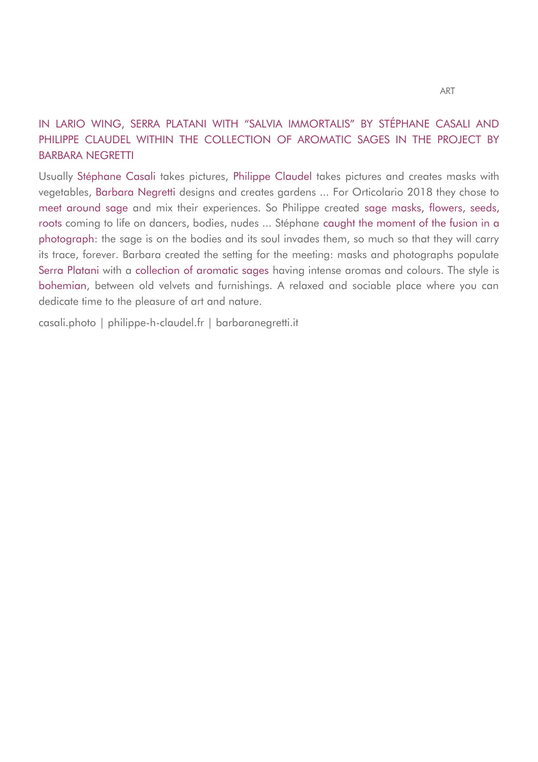ART

## IN LARIO WING, SERRA PLATANI WITH "SALVIA IMMORTALIS" BY STÉPHANE CASALI AND PHILIPPE CLAUDEL WITHIN THE COLLECTION OF AROMATIC SAGES IN THE PROJECT BY BARBARA NEGRETTI

Usually Stéphane Casali takes pictures, Philippe Claudel takes pictures and creates masks with vegetables, Barbara Negretti designs and creates gardens ... For Orticolario 2018 they chose to meet around sage and mix their experiences. So Philippe created sage masks, flowers, seeds, roots coming to life on dancers, bodies, nudes ... Stéphane caught the moment of the fusion in a photograph: the sage is on the bodies and its soul invades them, so much so that they will carry its trace, forever. Barbara created the setting for the meeting: masks and photographs populate Serra Platani with a collection of aromatic sages having intense aromas and colours. The style is bohemian, between old velvets and furnishings. A relaxed and sociable place where you can dedicate time to the pleasure of art and nature.

casali.photo | philippe-h-claudel.fr | barbaranegretti.it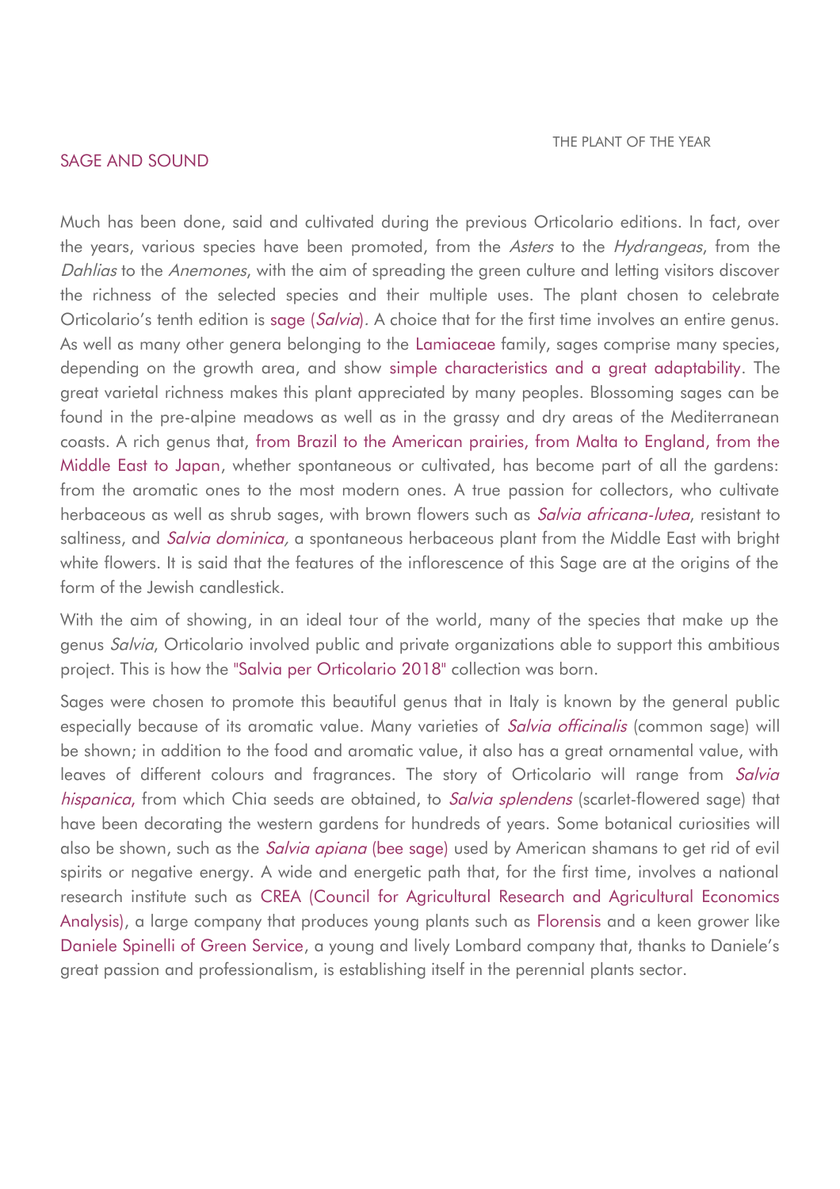THE PLANT OF THE YEAR

## SAGE AND SOUND

Much has been done, said and cultivated during the previous Orticolario editions. In fact, over the years, various species have been promoted, from the *Asters* to the *Hydrangeas*, from the *Dahlias* to the *Anemones*, with the aim of spreading the green culture and letting visitors discover the richness of the selected species and their multiple uses. The plant chosen to celebrate Orticolario's tenth edition is sage (*Salvia*). A choice that for the first time involves an entire genus. As well as many other genera belonging to the Lamiaceae family, sages comprise many species, depending on the growth area, and show simple characteristics and a great adaptability. The great varietal richness makes this plant appreciated by many peoples. Blossoming sages can be found in the pre-alpine meadows as well as in the grassy and dry areas of the Mediterranean coasts. A rich genus that, from Brazil to the American prairies, from Malta to England, from the Middle East to Japan, whether spontaneous or cultivated, has become part of all the gardens: from the aromatic ones to the most modern ones. A true passion for collectors, who cultivate herbaceous as well as shrub sages, with brown flowers such as *Salvia africana-lutea*, resistant to saltiness, and *Salvia dominica,* a spontaneous herbaceous plant from the Middle East with bright white flowers. It is said that the features of the inflorescence of this Sage are at the origins of the form of the Jewish candlestick.

With the aim of showing, in an ideal tour of the world, many of the species that make up the genus *Salvia*, Orticolario involved public and private organizations able to support this ambitious project. This is how the "Salvia per Orticolario 2018" collection was born.

Sages were chosen to promote this beautiful genus that in Italy is known by the general public especially because of its aromatic value. Many varieties of *Salvia officinalis* (common sage) will be shown; in addition to the food and aromatic value, it also has a great ornamental value, with leaves of different colours and fragrances. The story of Orticolario will range from *Salvia hispanica*, from which Chia seeds are obtained, to *Salvia splendens* (scarlet-flowered sage) that have been decorating the western gardens for hundreds of years. Some botanical curiosities will also be shown, such as the *Salvia apiana* (bee sage) used by American shamans to get rid of evil spirits or negative energy. A wide and energetic path that, for the first time, involves a national research institute such as CREA (Council for Agricultural Research and Agricultural Economics Analysis), a large company that produces young plants such as Florensis and a keen grower like Daniele Spinelli of Green Service, a young and lively Lombard company that, thanks to Daniele's great passion and professionalism, is establishing itself in the perennial plants sector.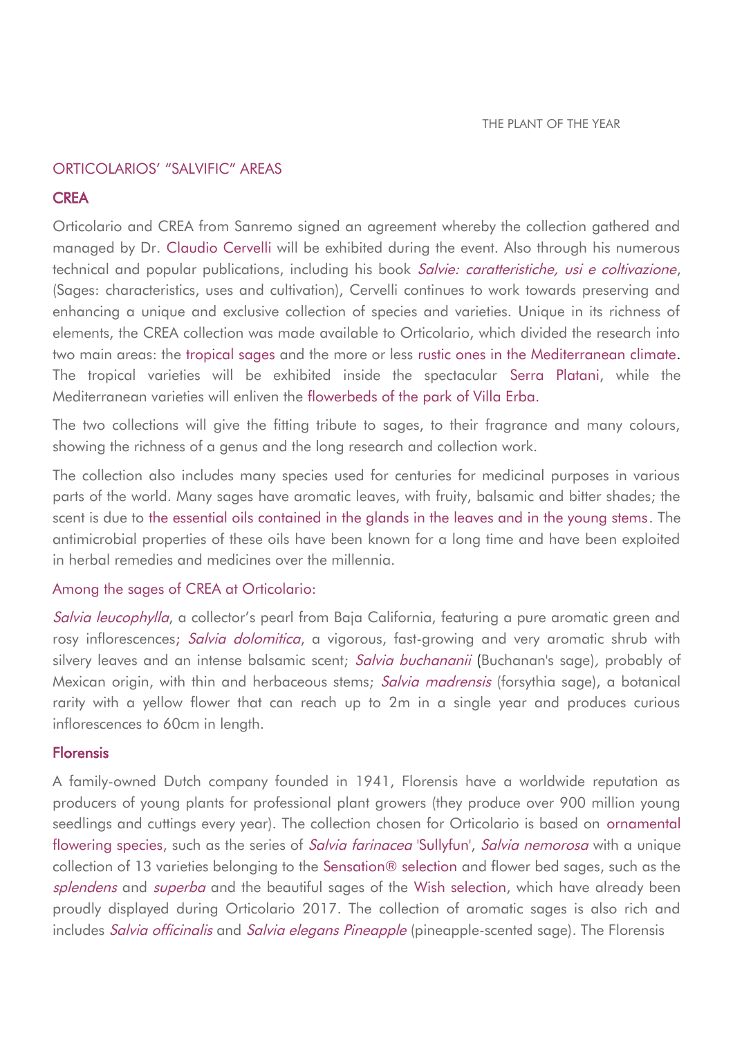## ORTICOLARIOS' "SALVIFIC" AREAS

### CREA

Orticolario and CREA from Sanremo signed an agreement whereby the collection gathered and managed by Dr. Claudio Cervelli will be exhibited during the event. Also through his numerous technical and popular publications, including his book *Salvie: caratteristiche, usi e coltivazione*, (Sages: characteristics, uses and cultivation), Cervelli continues to work towards preserving and enhancing a unique and exclusive collection of species and varieties. Unique in its richness of elements, the CREA collection was made available to Orticolario, which divided the research into two main areas: the tropical sages and the more or less rustic ones in the Mediterranean climate. The tropical varieties will be exhibited inside the spectacular Serra Platani, while the Mediterranean varieties will enliven the flowerbeds of the park of Villa Erba.

The two collections will give the fitting tribute to sages, to their fragrance and many colours, showing the richness of a genus and the long research and collection work.

The collection also includes many species used for centuries for medicinal purposes in various parts of the world. Many sages have aromatic leaves, with fruity, balsamic and bitter shades; the scent is due to the essential oils contained in the glands in the leaves and in the young stems. The antimicrobial properties of these oils have been known for a long time and have been exploited in herbal remedies and medicines over the millennia.

Among the sages of CREA at Orticolario:

*Salvia leucophylla*, a collector's pearl from Baja California, featuring a pure aromatic green and rosy inflorescences; *Salvia dolomitica*, a vigorous, fast-growing and very aromatic shrub with silvery leaves and an intense balsamic scent; *Salvia buchananii* (Buchanan's sage), probably of Mexican origin, with thin and herbaceous stems; *Salvia madrensis* (forsythia sage), a botanical rarity with a yellow flower that can reach up to 2m in a single year and produces curious inflorescences to 60cm in length.

### Florensis

A family-owned Dutch company founded in 1941, Florensis have a worldwide reputation as producers of young plants for professional plant growers (they produce over 900 million young seedlings and cuttings every year). The collection chosen for Orticolario is based on ornamental flowering species, such as the series of *Salvia farinacea* 'Sullyfun', *Salvia nemorosa* with a unique collection of 13 varieties belonging to the Sensation® selection and flower bed sages, such as the *splendens* and *superba* and the beautiful sages of the Wish selection, which have already been proudly displayed during Orticolario 2017. The collection of aromatic sages is also rich and includes *Salvia officinalis* and *Salvia elegans Pineapple* (pineapple-scented sage). The Florensis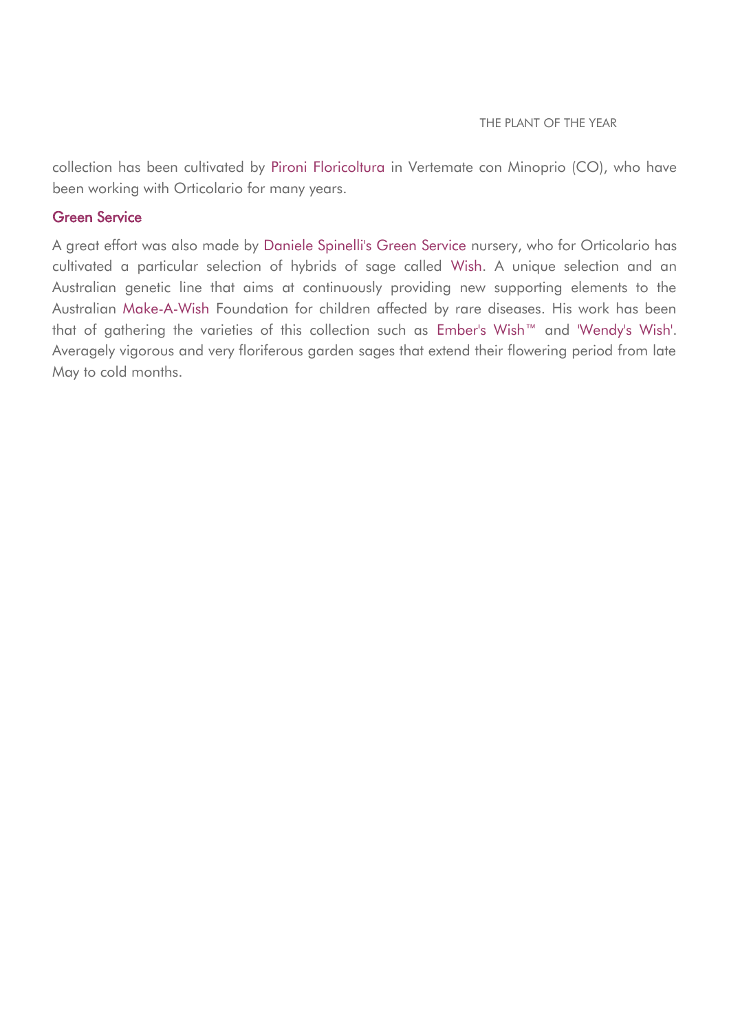collection has been cultivated by Pironi Floricoltura in Vertemate con Minoprio (CO), who have been working with Orticolario for many years.

## Green Service

A great effort was also made by Daniele Spinelli's Green Service nursery, who for Orticolario has cultivated a particular selection of hybrids of sage called Wish. A unique selection and an Australian genetic line that aims at continuously providing new supporting elements to the Australian Make-A-Wish Foundation for children affected by rare diseases. His work has been that of gathering the varieties of this collection such as Ember's Wish™ and 'Wendy's Wish'. Averagely vigorous and very floriferous garden sages that extend their flowering period from late May to cold months.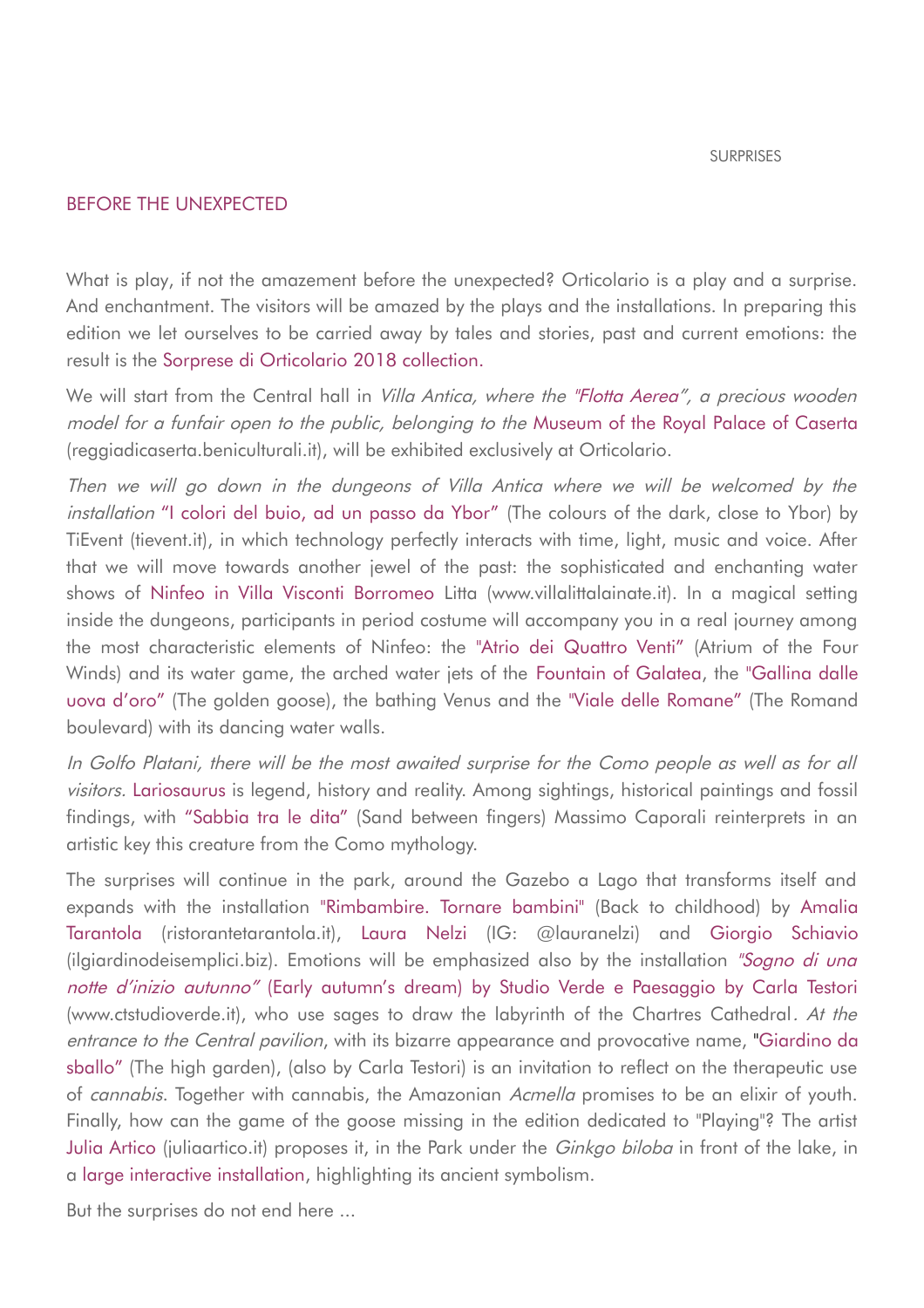SURPRISES

## BEFORE THE UNEXPECTED

What is play, if not the amazement before the unexpected? Orticolario is a play and a surprise. And enchantment. The visitors will be amazed by the plays and the installations. In preparing this edition we let ourselves to be carried away by tales and stories, past and current emotions: the result is the Sorprese di Orticolario 2018 collection.

We will start from the Central hall in *Villa Antica, where the "Flotta Aerea", a precious wooden model for a funfair open to the public, belonging to the* Museum of the Royal Palace of Caserta (reggiadicaserta.beniculturali.it), will be exhibited exclusively at Orticolario.

*Then we will go down in the dungeons of Villa Antica where we will be welcomed by the installation* "I colori del buio, ad un passo da Ybor" (The colours of the dark, close to Ybor) by TiEvent (tievent.it), in which technology perfectly interacts with time, light, music and voice. After that we will move towards another jewel of the past: the sophisticated and enchanting water shows of Ninfeo in Villa Visconti Borromeo Litta (www.villalittalainate.it). In a magical setting inside the dungeons, participants in period costume will accompany you in a real journey among the most characteristic elements of Ninfeo: the "Atrio dei Quattro Venti" (Atrium of the Four Winds) and its water game, the arched water jets of the Fountain of Galatea, the "Gallina dalle uova d'oro" (The golden goose), the bathing Venus and the "Viale delle Romane" (The Romand boulevard) with its dancing water walls.

*In Golfo Platani, there will be the most awaited surprise for the Como people as well as for all visitors.* Lariosaurus is legend, history and reality. Among sightings, historical paintings and fossil findings, with "Sabbia tra le dita" (Sand between fingers) Massimo Caporali reinterprets in an artistic key this creature from the Como mythology.

The surprises will continue in the park, around the Gazebo a Lago that transforms itself and expands with the installation "Rimbambire. Tornare bambini" (Back to childhood) by Amalia Tarantola (ristorantetarantola.it), Laura Nelzi (IG: @lauranelzi) and Giorgio Schiavio (ilgiardinodeisemplici.biz). Emotions will be emphasized also by the installation *"Sogno di una notte d'inizio autunno"* (Early autumn's dream) by Studio Verde e Paesaggio by Carla Testori (www.ctstudioverde.it), who use sages to draw the labyrinth of the Chartres Cathedral. *At the entrance to the Central pavilion*, with its bizarre appearance and provocative name, "Giardino da sballo" (The high garden), (also by Carla Testori) is an invitation to reflect on the therapeutic use of *cannabis*. Together with cannabis, the Amazonian *Acmella* promises to be an elixir of youth. Finally, how can the game of the goose missing in the edition dedicated to "Playing"? The artist Julia Artico (juliaartico.it) proposes it, in the Park under the *Ginkgo biloba* in front of the lake, in a large interactive installation, highlighting its ancient symbolism.

But the surprises do not end here ...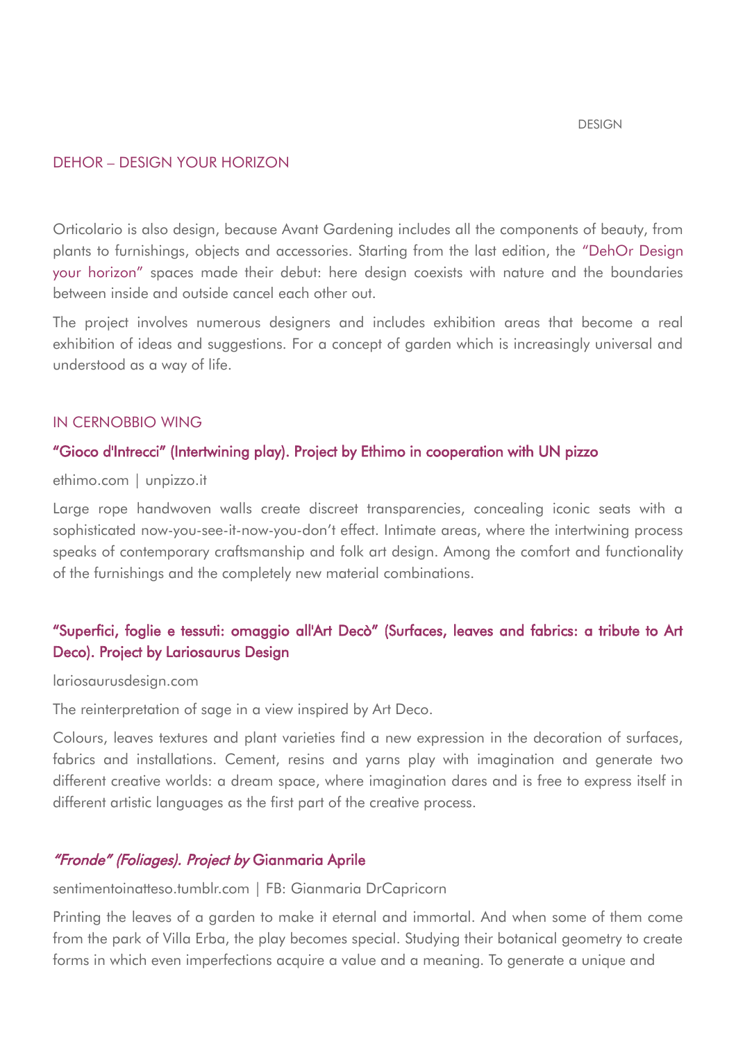DESIGN

## DEHOR – DESIGN YOUR HORIZON

Orticolario is also design, because Avant Gardening includes all the components of beauty, from plants to furnishings, objects and accessories. Starting from the last edition, the "DehOr Design your horizon" spaces made their debut: here design coexists with nature and the boundaries between inside and outside cancel each other out.

The project involves numerous designers and includes exhibition areas that become a real exhibition of ideas and suggestions. For a concept of garden which is increasingly universal and understood as a way of life.

### IN CERNOBBIO WING

#### "Gioco d'Intrecci" (Intertwining play). Project by Ethimo in cooperation with UN pizzo

ethimo.com | unpizzo.it

Large rope handwoven walls create discreet transparencies, concealing iconic seats with a sophisticated now-you-see-it-now-you-don't effect. Intimate areas, where the intertwining process speaks of contemporary craftsmanship and folk art design. Among the comfort and functionality of the furnishings and the completely new material combinations.

#### "Superfici, foglie e tessuti: omaggio all'Art Decò" (Surfaces, leaves and fabrics: a tribute to Art Deco). Project by Lariosaurus Design

lariosaurusdesign.com

The reinterpretation of sage in a view inspired by Art Deco.

Colours, leaves textures and plant varieties find a new expression in the decoration of surfaces, fabrics and installations. Cement, resins and yarns play with imagination and generate two different creative worlds: a dream space, where imagination dares and is free to express itself in different artistic languages as the first part of the creative process.

#### *"Fronde" (Foliages). Project by* Gianmaria Aprile

sentimentoinatteso.tumblr.com | FB: Gianmaria DrCapricorn

Printing the leaves of a garden to make it eternal and immortal. And when some of them come from the park of Villa Erba, the play becomes special. Studying their botanical geometry to create forms in which even imperfections acquire a value and a meaning. To generate a unique and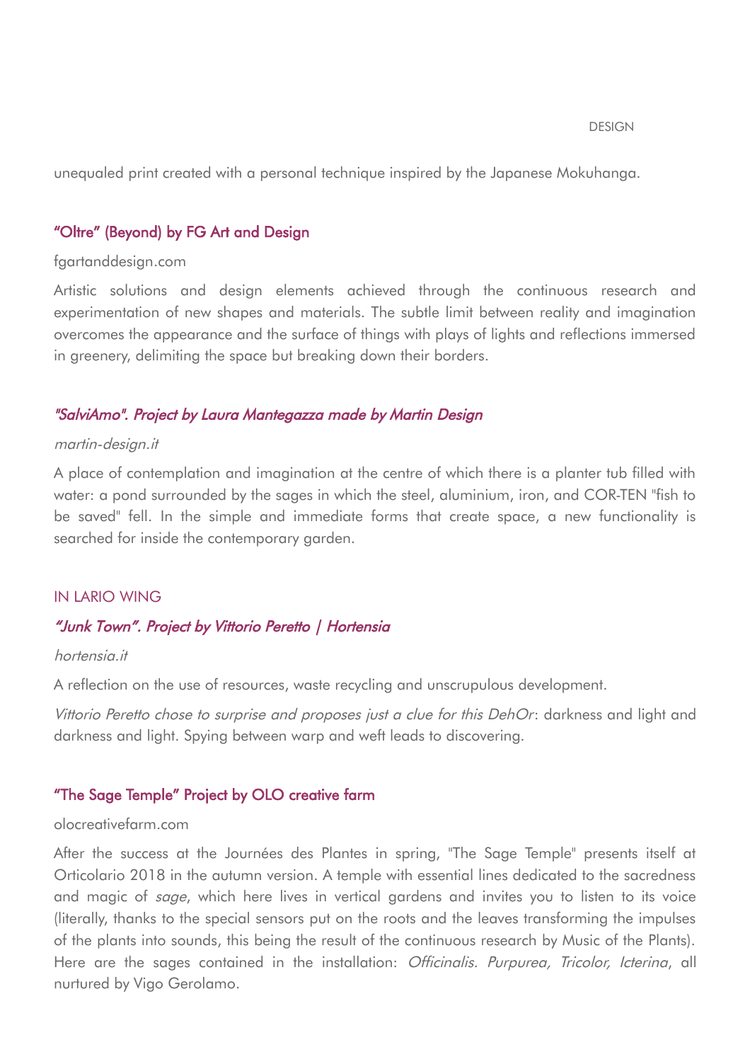unequaled print created with a personal technique inspired by the Japanese Mokuhanga.

### "Oltre" (Beyond) by FG Art and Design

fgartanddesign.com

Artistic solutions and design elements achieved through the continuous research and experimentation of new shapes and materials. The subtle limit between reality and imagination overcomes the appearance and the surface of things with plays of lights and reflections immersed in greenery, delimiting the space but breaking down their borders.

### *"SalviAmo". Project by Laura Mantegazza made by Martin Design*

*martin-design.it*

A place of contemplation and imagination at the centre of which there is a planter tub filled with water: a pond surrounded by the sages in which the steel, aluminium, iron, and COR-TEN "fish to be saved" fell. In the simple and immediate forms that create space, a new functionality is searched for inside the contemporary garden.

## IN LARIO WING

### *"Junk Town". Project by Vittorio Peretto | Hortensia*

*hortensia.it*

A reflection on the use of resources, waste recycling and unscrupulous development.

*Vittorio Peretto chose to surprise and proposes just a clue for this DehOr*: darkness and light and darkness and light. Spying between warp and weft leads to discovering.

### "The Sage Temple" Project by OLO creative farm

olocreativefarm.com

After the success at the Journées des Plantes in spring, "The Sage Temple" presents itself at Orticolario 2018 in the autumn version. A temple with essential lines dedicated to the sacredness and magic of *sage*, which here lives in vertical gardens and invites you to listen to its voice (literally, thanks to the special sensors put on the roots and the leaves transforming the impulses of the plants into sounds, this being the result of the continuous research by Music of the Plants). Here are the sages contained in the installation: *Officinalis. Purpurea, Tricolor, Icterina*, all nurtured by Vigo Gerolamo.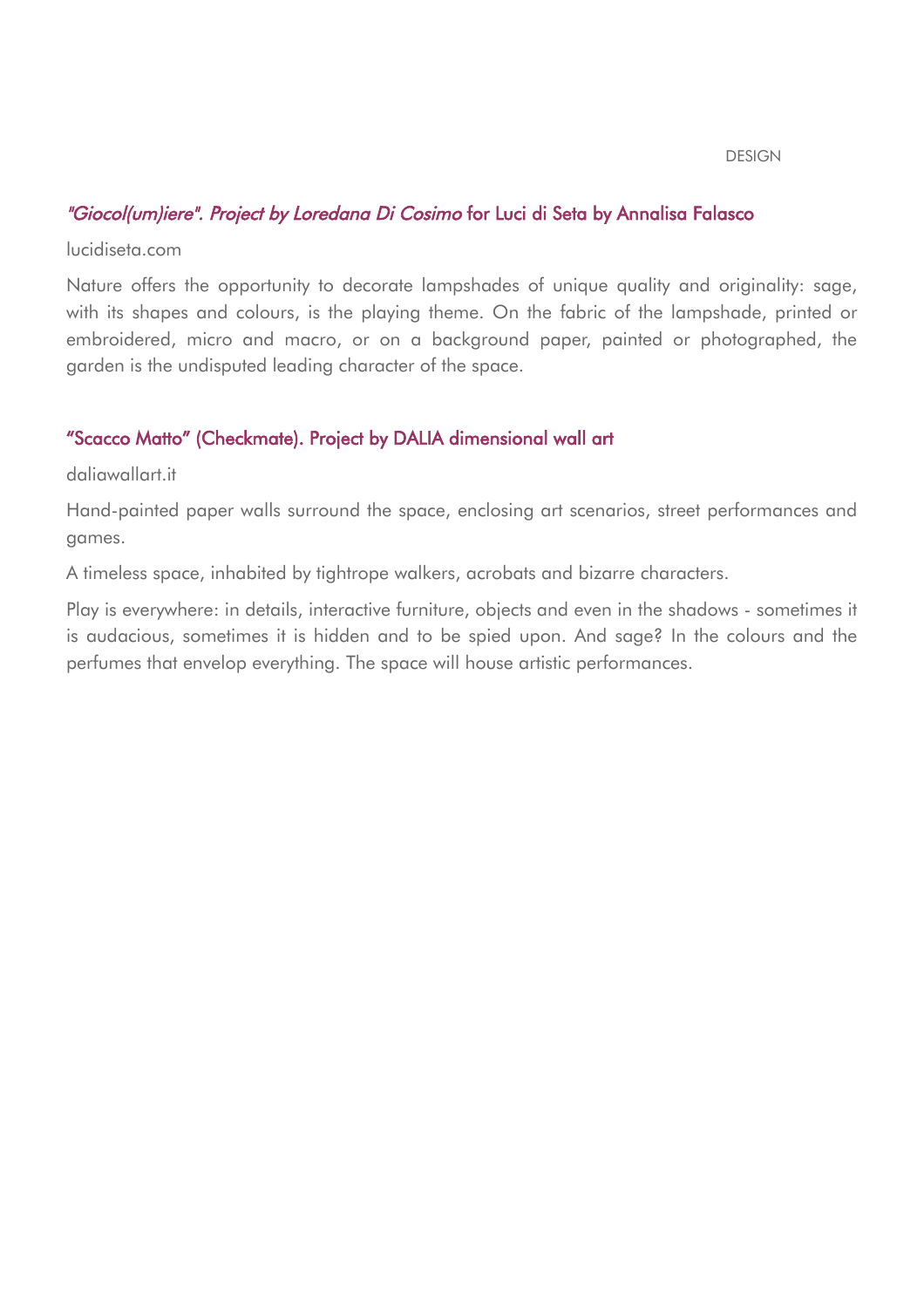## *"Giocol(um)iere". Project by Loredana Di Cosimo* for Luci di Seta by Annalisa Falasco

lucidiseta.com

Nature offers the opportunity to decorate lampshades of unique quality and originality: sage, with its shapes and colours, is the playing theme. On the fabric of the lampshade, printed or embroidered, micro and macro, or on a background paper, painted or photographed, the garden is the undisputed leading character of the space.

## "Scacco Matto" (Checkmate). Project by DALIA dimensional wall art

daliawallart.it

Hand-painted paper walls surround the space, enclosing art scenarios, street performances and games.

A timeless space, inhabited by tightrope walkers, acrobats and bizarre characters.

Play is everywhere: in details, interactive furniture, objects and even in the shadows - sometimes it is audacious, sometimes it is hidden and to be spied upon. And sage? In the colours and the perfumes that envelop everything. The space will house artistic performances.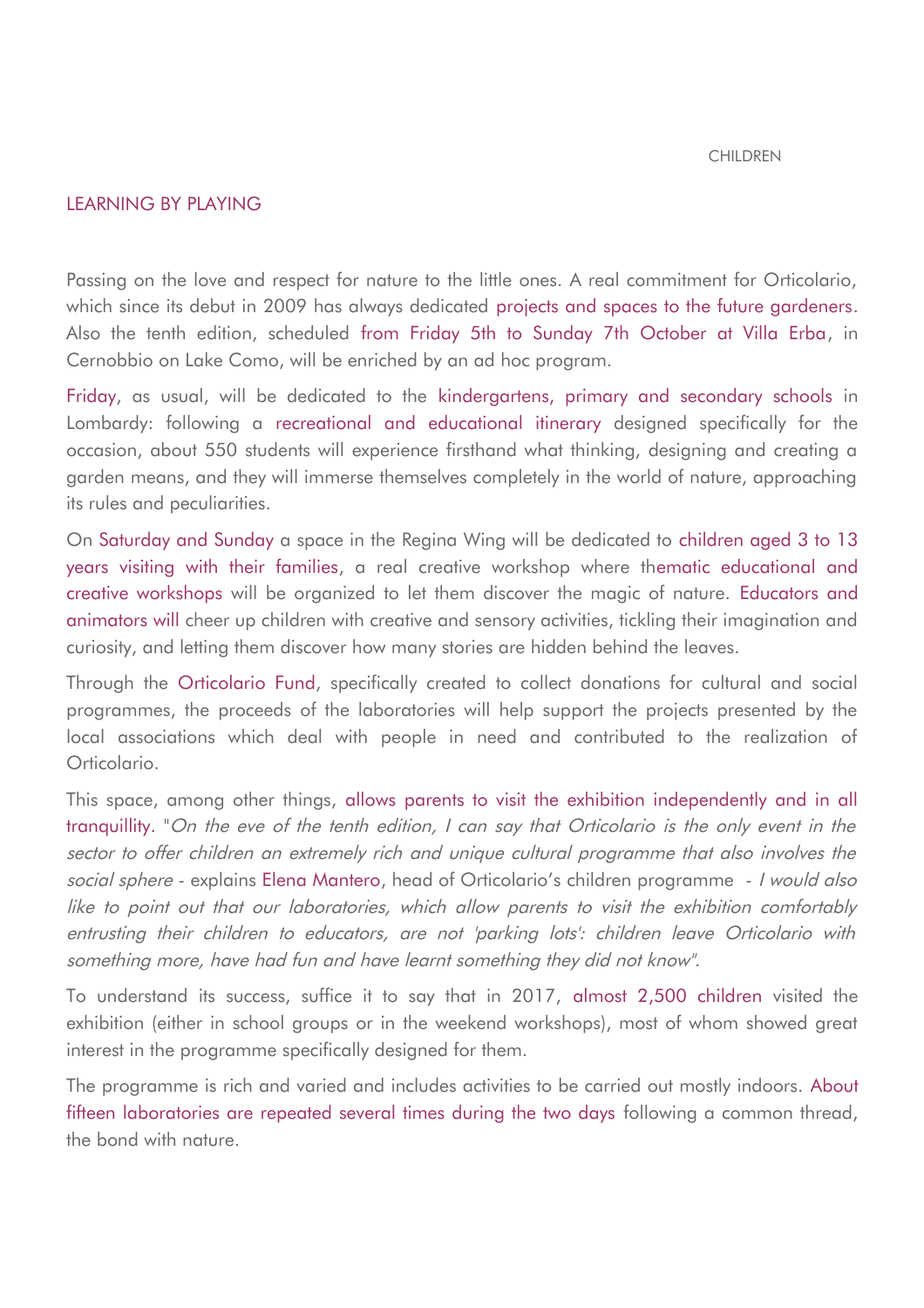CHILDREN

## LEARNING BY PLAYING

Passing on the love and respect for nature to the little ones. A real commitment for Orticolario, which since its debut in 2009 has always dedicated projects and spaces to the future gardeners. Also the tenth edition, scheduled from Friday 5th to Sunday 7th October at Villa Erba, in Cernobbio on Lake Como, will be enriched by an ad hoc program.

Friday, as usual, will be dedicated to the kindergartens, primary and secondary schools in Lombardy: following a recreational and educational itinerary designed specifically for the occasion, about 550 students will experience firsthand what thinking, designing and creating a garden means, and they will immerse themselves completely in the world of nature, approaching its rules and peculiarities.

On Saturday and Sunday a space in the Regina Wing will be dedicated to children aged 3 to 13 years visiting with their families, a real creative workshop where thematic educational and creative workshops will be organized to let them discover the magic of nature. Educators and animators will cheer up children with creative and sensory activities, tickling their imagination and curiosity, and letting them discover how many stories are hidden behind the leaves.

Through the Orticolario Fund, specifically created to collect donations for cultural and social programmes, the proceeds of the laboratories will help support the projects presented by the local associations which deal with people in need and contributed to the realization of Orticolario.

This space, among other things, allows parents to visit the exhibition independently and in all tranquillity. "*On the eve of the tenth edition, I can say that Orticolario is the only event in the sector to offer children an extremely rich and unique cultural programme that also involves the social sphere* - explains Elena Mantero, head of Orticolario's children programme - *I would also like to point out that our laboratories, which allow parents to visit the exhibition comfortably entrusting their children to educators, are not 'parking lots': children leave Orticolario with something more, have had fun and have learnt something they did not know*".

To understand its success, suffice it to say that in 2017, almost 2,500 children visited the exhibition (either in school groups or in the weekend workshops), most of whom showed great interest in the programme specifically designed for them.

The programme is rich and varied and includes activities to be carried out mostly indoors. About fifteen laboratories are repeated several times during the two days following a common thread, the bond with nature.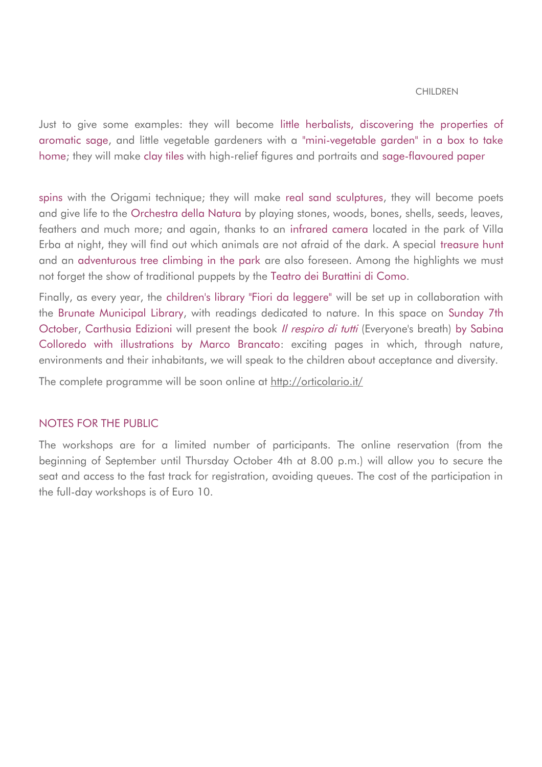Just to give some examples: they will become little herbalists, discovering the properties of aromatic sage, and little vegetable gardeners with a "mini-vegetable garden" in a box to take home; they will make clay tiles with high-relief figures and portraits and sage-flavoured paper

spins with the Origami technique; they will make real sand sculptures, they will become poets and give life to the Orchestra della Natura by playing stones, woods, bones, shells, seeds, leaves, feathers and much more; and again, thanks to an infrared camera located in the park of Villa Erba at night, they will find out which animals are not afraid of the dark. A special treasure hunt and an adventurous tree climbing in the park are also foreseen. Among the highlights we must not forget the show of traditional puppets by the Teatro dei Burattini di Como.

Finally, as every year, the children's library "Fiori da leggere" will be set up in collaboration with the Brunate Municipal Library, with readings dedicated to nature. In this space on Sunday 7th October, Carthusia Edizioni will present the book *Il respiro di tutti* (Everyone's breath) by Sabina Colloredo with illustrations by Marco Brancato: exciting pages in which, through nature, environments and their inhabitants, we will speak to the children about acceptance and diversity.

The complete programme will be soon online at http://orticolario.it/

## NOTES FOR THE PUBLIC

The workshops are for a limited number of participants. The online reservation (from the beginning of September until Thursday October 4th at 8.00 p.m.) will allow you to secure the seat and access to the fast track for registration, avoiding queues. The cost of the participation in the full-day workshops is of Euro 10.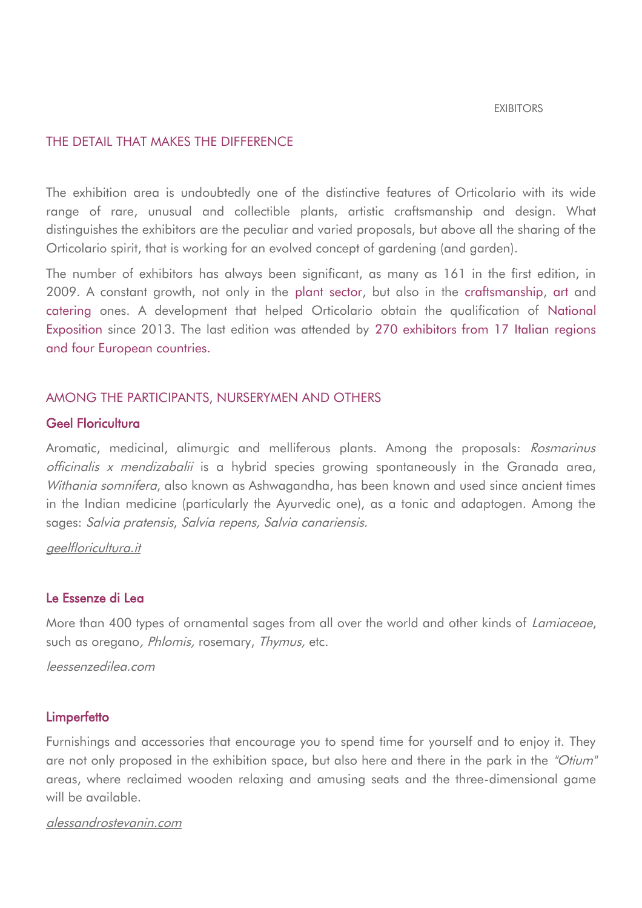EXIBITORS

## THE DETAIL THAT MAKES THE DIFFERENCE

The exhibition area is undoubtedly one of the distinctive features of Orticolario with its wide range of rare, unusual and collectible plants, artistic craftsmanship and design. What distinguishes the exhibitors are the peculiar and varied proposals, but above all the sharing of the Orticolario spirit, that is working for an evolved concept of gardening (and garden).

The number of exhibitors has always been significant, as many as 161 in the first edition, in 2009. A constant growth, not only in the plant sector, but also in the craftsmanship, art and catering ones. A development that helped Orticolario obtain the qualification of National Exposition since 2013. The last edition was attended by 270 exhibitors from 17 Italian regions and four European countries.

## AMONG THE PARTICIPANTS, NURSERYMEN AND OTHERS

### Geel Floricultura

Aromatic, medicinal, alimurgic and melliferous plants. Among the proposals: *Rosmarinus officinalis x mendizabalii* is a hybrid species growing spontaneously in the Granada area, *Withania somnifera*, also known as Ashwagandha, has been known and used since ancient times in the Indian medicine (particularly the Ayurvedic one), as a tonic and adaptogen. Among the sages: *Salvia pratensis*, *Salvia repens, Salvia canariensis.*

*geelfloricultura.it*

### Le Essenze di Lea

More than 400 types of ornamental sages from all over the world and other kinds of *Lamiaceae*, such as oregano*, Phlomis,* rosemary, *Thymus,* etc.

*leessenzedilea.com*

### Limperfetto

Furnishings and accessories that encourage you to spend time for yourself and to enjoy it. They are not only proposed in the exhibition space, but also here and there in the park in the *"Otium"* areas, where reclaimed wooden relaxing and amusing seats and the three-dimensional game will be available.

*alessandrostevanin.com*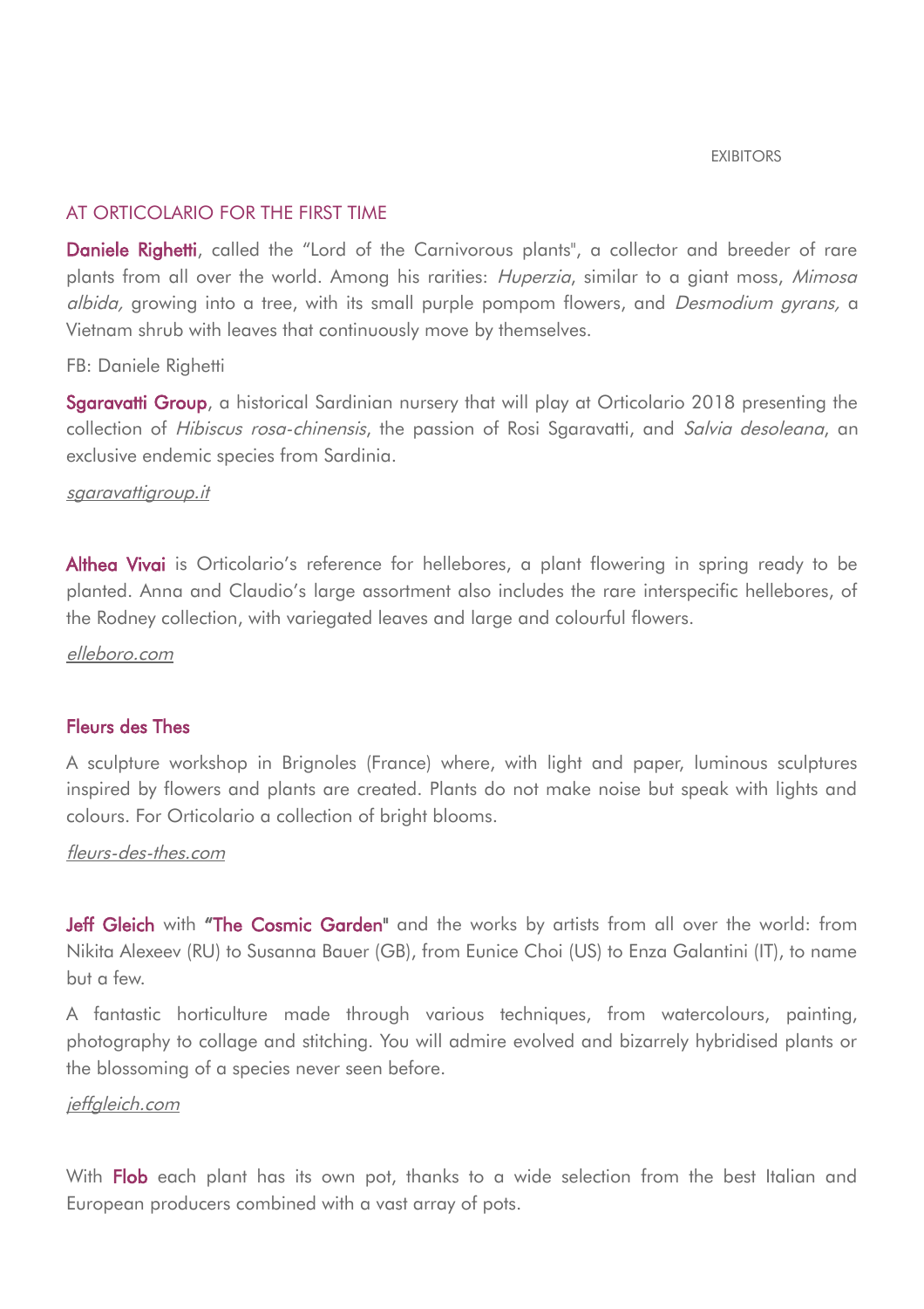EXIBITORS

## AT ORTICOLARIO FOR THE FIRST TIME

**Daniele Righetti**, called the "Lord of the Carnivorous plants", a collector and breeder of rare plants from all over the world. Among his rarities: *Huperzia*, similar to a giant moss, *Mimosa albida,* growing into a tree, with its small purple pompom flowers, and *Desmodium gyrans,* a Vietnam shrub with leaves that continuously move by themselves.

FB: Daniele Righetti

**Sgaravatti Group**, a historical Sardinian nursery that will play at Orticolario 2018 presenting the collection of *Hibiscus rosa-chinensis*, the passion of Rosi Sgaravatti, and *Salvia desoleana*, an exclusive endemic species from Sardinia.

*sgaravattigroup.it*

**Althea Vivai** is Orticolario's reference for hellebores, a plant flowering in spring ready to be planted. Anna and Claudio's large assortment also includes the rare interspecific hellebores, of the Rodney collection, with variegated leaves and large and colourful flowers.

*elleboro.com*

**Fleurs des Thes**

A sculpture workshop in Brignoles (France) where, with light and paper, luminous sculptures inspired by flowers and plants are created. Plants do not make noise but speak with lights and colours. For Orticolario a collection of bright blooms.

*fleurs-des-thes.com*

**Jeff Gleich** with **"The Cosmic Garden"** and the works by artists from all over the world: from Nikita Alexeev (RU) to Susanna Bauer (GB), from Eunice Choi (US) to Enza Galantini (IT), to name but a few.

A fantastic horticulture made through various techniques, from watercolours, painting, photography to collage and stitching. You will admire evolved and bizarrely hybridised plants or the blossoming of a species never seen before.

*jeffgleich.com*

With **Flob** each plant has its own pot, thanks to a wide selection from the best Italian and European producers combined with a vast array of pots.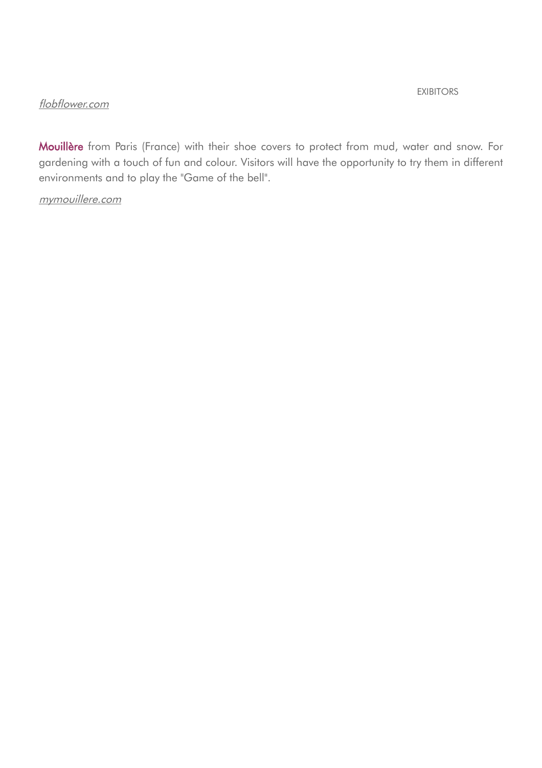*flobflower.com*

**Mouillère** from Paris (France) with their shoe covers to protect from mud, water and snow. For gardening with a touch of fun and colour. Visitors will have the opportunity to try them in different environments and to play the "Game of the bell".

*mymouillere.com*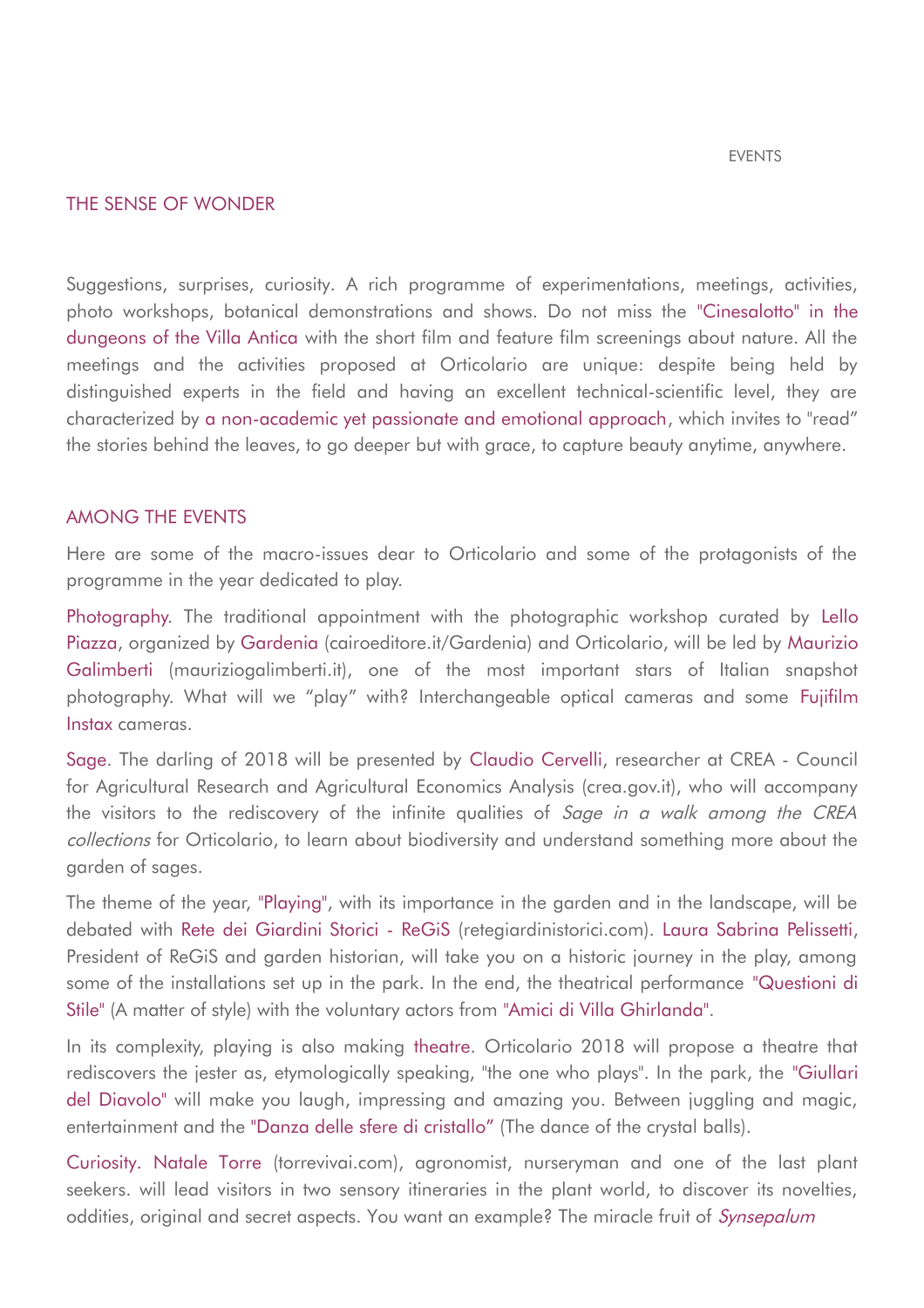EVENTS

## THE SENSE OF WONDER

Suggestions, surprises, curiosity. A rich programme of experimentations, meetings, activities, photo workshops, botanical demonstrations and shows. Do not miss the "Cinesalotto" in the dungeons of the Villa Antica with the short film and feature film screenings about nature. All the meetings and the activities proposed at Orticolario are unique: despite being held by distinguished experts in the field and having an excellent technical-scientific level, they are characterized by a non-academic yet passionate and emotional approach, which invites to "read" the stories behind the leaves, to go deeper but with grace, to capture beauty anytime, anywhere.

## AMONG THE EVENTS

Here are some of the macro-issues dear to Orticolario and some of the protagonists of the programme in the year dedicated to play.

Photography. The traditional appointment with the photographic workshop curated by Lello Piazza, organized by Gardenia (cairoeditore.it/Gardenia) and Orticolario, will be led by Maurizio Galimberti (mauriziogalimberti.it), one of the most important stars of Italian snapshot photography. What will we "play" with? Interchangeable optical cameras and some Fujifilm Instax cameras.

Sage. The darling of 2018 will be presented by Claudio Cervelli, researcher at CREA - Council for Agricultural Research and Agricultural Economics Analysis (crea.gov.it), who will accompany the visitors to the rediscovery of the infinite qualities of *Sage in a walk among the CREA collections* for Orticolario, to learn about biodiversity and understand something more about the garden of sages.

The theme of the year, "Playing", with its importance in the garden and in the landscape, will be debated with Rete dei Giardini Storici - ReGiS (retegiardinistorici.com). Laura Sabrina Pelissetti, President of ReGiS and garden historian, will take you on a historic journey in the play, among some of the installations set up in the park. In the end, the theatrical performance "Questioni di Stile" (A matter of style) with the voluntary actors from "Amici di Villa Ghirlanda".

In its complexity, playing is also making theatre. Orticolario 2018 will propose a theatre that rediscovers the jester as, etymologically speaking, "the one who plays". In the park, the "Giullari del Diavolo" will make you laugh, impressing and amazing you. Between juggling and magic, entertainment and the "Danza delle sfere di cristallo" (The dance of the crystal balls).

Curiosity. Natale Torre (torrevivai.com), agronomist, nurseryman and one of the last plant seekers. will lead visitors in two sensory itineraries in the plant world, to discover its novelties, oddities, original and secret aspects. You want an example? The miracle fruit of *Synsepalum*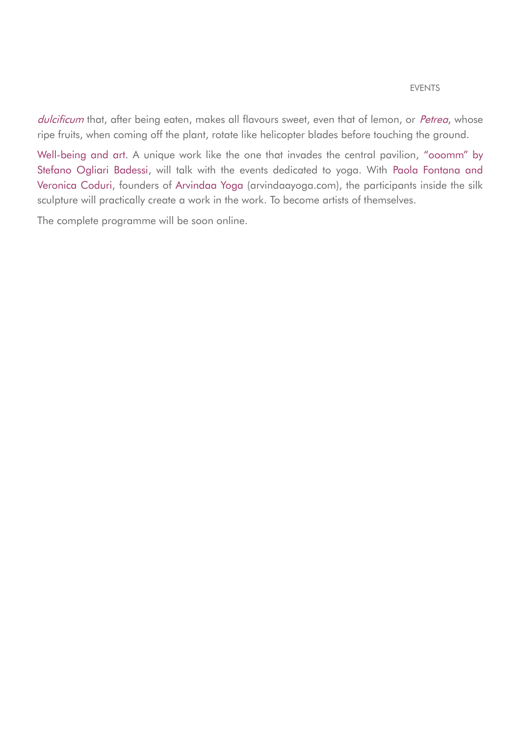*dulcificum* that, after being eaten, makes all flavours sweet, even that of lemon, or *Petrea*, whose ripe fruits, when coming off the plant, rotate like helicopter blades before touching the ground.

Well-being and art. A unique work like the one that invades the central pavilion, "ooomm" by Stefano Ogliari Badessi, will talk with the events dedicated to yoga. With Paola Fontana and Veronica Coduri, founders of Arvindaa Yoga (arvindaayoga.com), the participants inside the silk sculpture will practically create a work in the work. To become artists of themselves.

The complete programme will be soon online.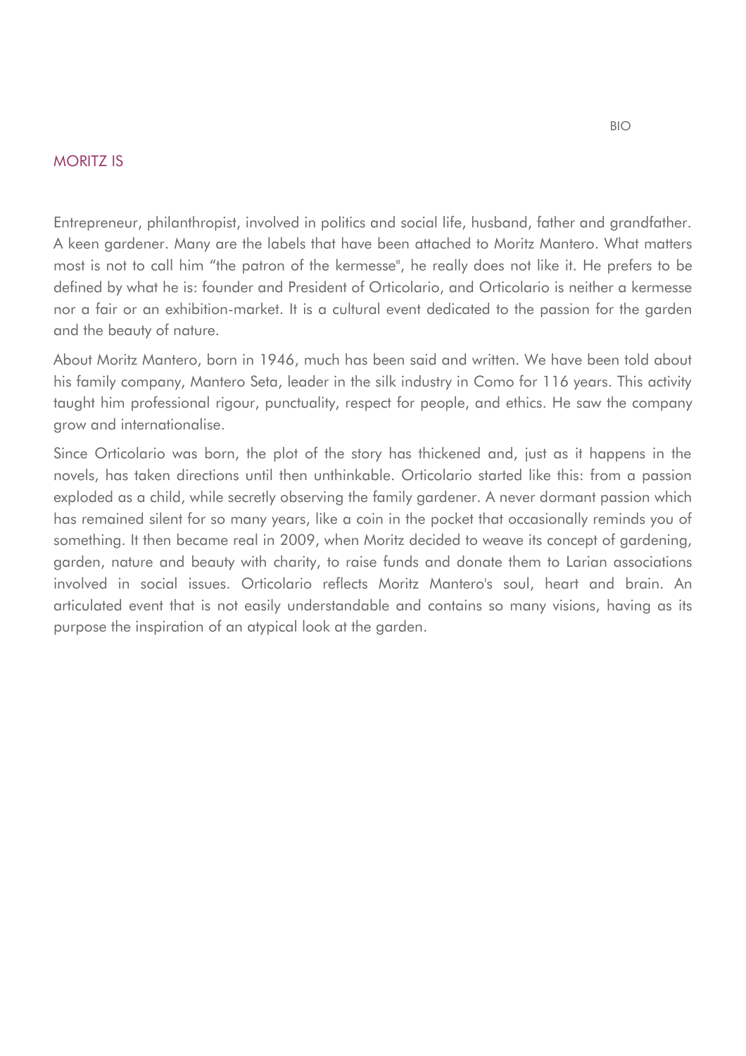## MORITZ IS

Entrepreneur, philanthropist, involved in politics and social life, husband, father and grandfather. A keen gardener. Many are the labels that have been attached to Moritz Mantero. What matters most is not to call him “the patron of the kermesse", he really does not like it. He prefers to be defined by what he is: founder and President of Orticolario, and Orticolario is neither a kermesse nor a fair or an exhibition-market. It is a cultural event dedicated to the passion for the garden and the beauty of nature.

About Moritz Mantero, born in 1946, much has been said and written. We have been told about his family company, Mantero Seta, leader in the silk industry in Como for 116 years. This activity taught him professional rigour, punctuality, respect for people, and ethics. He saw the company grow and internationalise.

Since Orticolario was born, the plot of the story has thickened and, just as it happens in the novels, has taken directions until then unthinkable. Orticolario started like this: from a passion exploded as a child, while secretly observing the family gardener. A never dormant passion which has remained silent for so many years, like a coin in the pocket that occasionally reminds you of something. It then became real in 2009, when Moritz decided to weave its concept of gardening, garden, nature and beauty with charity, to raise funds and donate them to Larian associations involved in social issues. Orticolario reflects Moritz Mantero's soul, heart and brain. An articulated event that is not easily understandable and contains so many visions, having as its purpose the inspiration of an atypical look at the garden.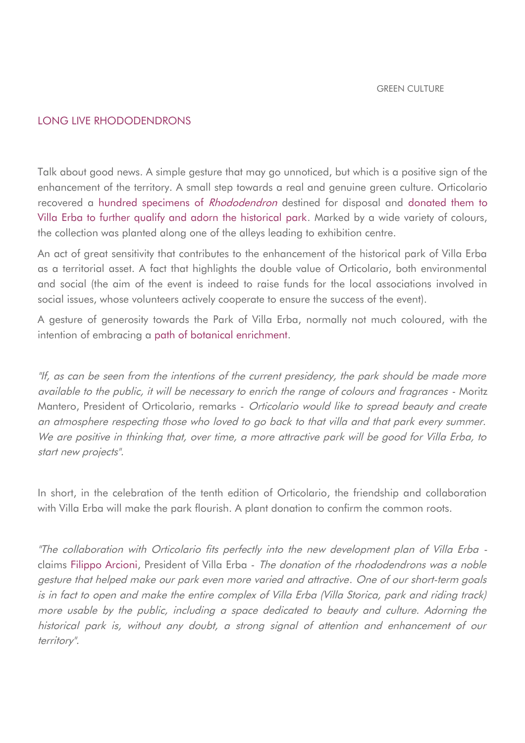GREEN CULTURE

## LONG LIVE RHODODENDRONS

Talk about good news. A simple gesture that may go unnoticed, but which is a positive sign of the enhancement of the territory. A small step towards a real and genuine green culture. Orticolario recovered a hundred specimens of *Rhododendron* destined for disposal and donated them to Villa Erba to further qualify and adorn the historical park. Marked by a wide variety of colours, the collection was planted along one of the alleys leading to exhibition centre.

An act of great sensitivity that contributes to the enhancement of the historical park of Villa Erba as a territorial asset. A fact that highlights the double value of Orticolario, both environmental and social (the aim of the event is indeed to raise funds for the local associations involved in social issues, whose volunteers actively cooperate to ensure the success of the event).

A gesture of generosity towards the Park of Villa Erba, normally not much coloured, with the intention of embracing a path of botanical enrichment.

*"If, as can be seen from the intentions of the current presidency, the park should be made more available to the public, it will be necessary to enrich the range of colours and fragrances* - Moritz Mantero, President of Orticolario, remarks - *Orticolario would like to spread beauty and create an atmosphere respecting those who loved to go back to that villa and that park every summer. We are positive in thinking that, over time, a more attractive park will be good for Villa Erba, to start new projects".*

In short, in the celebration of the tenth edition of Orticolario, the friendship and collaboration with Villa Erba will make the park flourish. A plant donation to confirm the common roots.

*"The collaboration with Orticolario fits perfectly into the new development plan of Villa Erba* - claims Filippo Arcioni, President of Villa Erba - *The donation of the rhododendrons was a noble gesture that helped make our park even more varied and attractive. One of our short-term goals is in fact to open and make the entire complex of Villa Erba (Villa Storica, park and riding track) more usable by the public, including a space dedicated to beauty and culture. Adorning the historical park is, without any doubt, a strong signal of attention and enhancement of our territory".*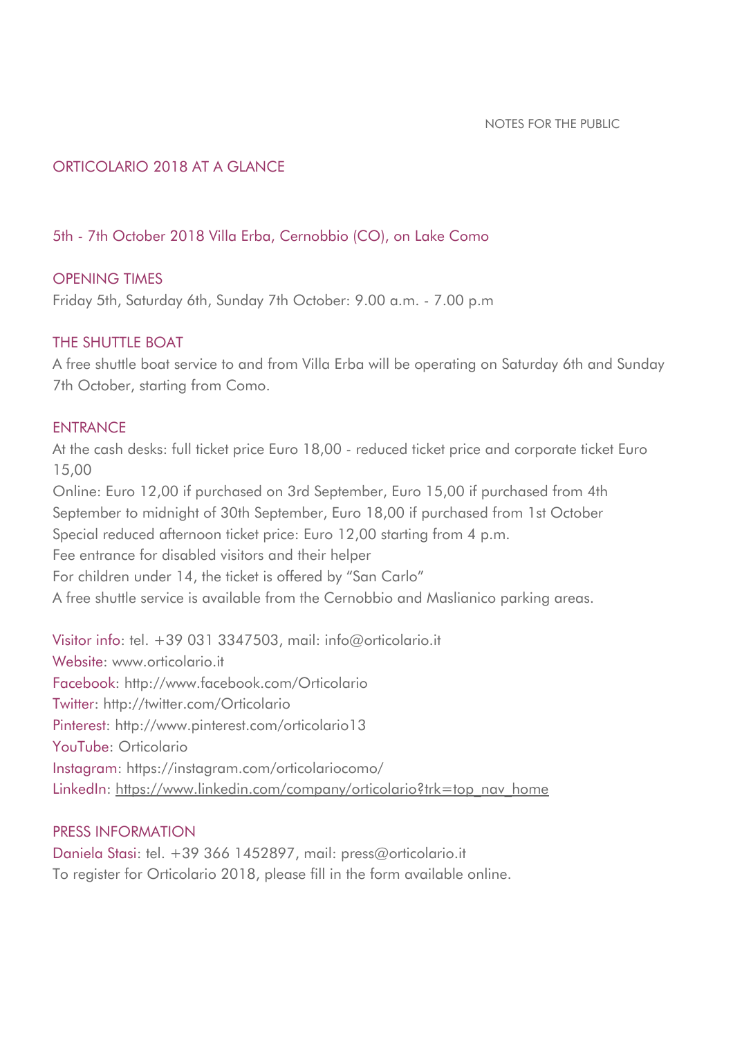NOTES FOR THE PUBLIC

## ORTICOLARIO 2018 AT A GLANCE

5th - 7th October 2018 Villa Erba, Cernobbio (CO), on Lake Como

### OPENING TIMES

Friday 5th, Saturday 6th, Sunday 7th October: 9.00 a.m. - 7.00 p.m

### THE SHUTTLE BOAT

A free shuttle boat service to and from Villa Erba will be operating on Saturday 6th and Sunday 7th October, starting from Como.

### ENTRANCE

At the cash desks: full ticket price Euro 18,00 - reduced ticket price and corporate ticket Euro 15,00
Online: Euro 12,00 if purchased on 3rd September, Euro 15,00 if purchased from 4th September to midnight of 30th September, Euro 18,00 if purchased from 1st October
Special reduced afternoon ticket price: Euro 12,00 starting from 4 p.m.
Fee entrance for disabled visitors and their helper
For children under 14, the ticket is offered by "San Carlo"
A free shuttle service is available from the Cernobbio and Maslianico parking areas.

Visitor info: tel. +39 031 3347503, mail: info@orticolario.it
Website: www.orticolario.it
Facebook: http://www.facebook.com/Orticolario
Twitter: http://twitter.com/Orticolario
Pinterest: http://www.pinterest.com/orticolario13
YouTube: Orticolario
Instagram: https://instagram.com/orticolariocomo/
LinkedIn: https://www.linkedin.com/company/orticolario?trk=top_nav_home

### PRESS INFORMATION

Daniela Stasi: tel. +39 366 1452897, mail: press@orticolario.it
To register for Orticolario 2018, please fill in the form available online.